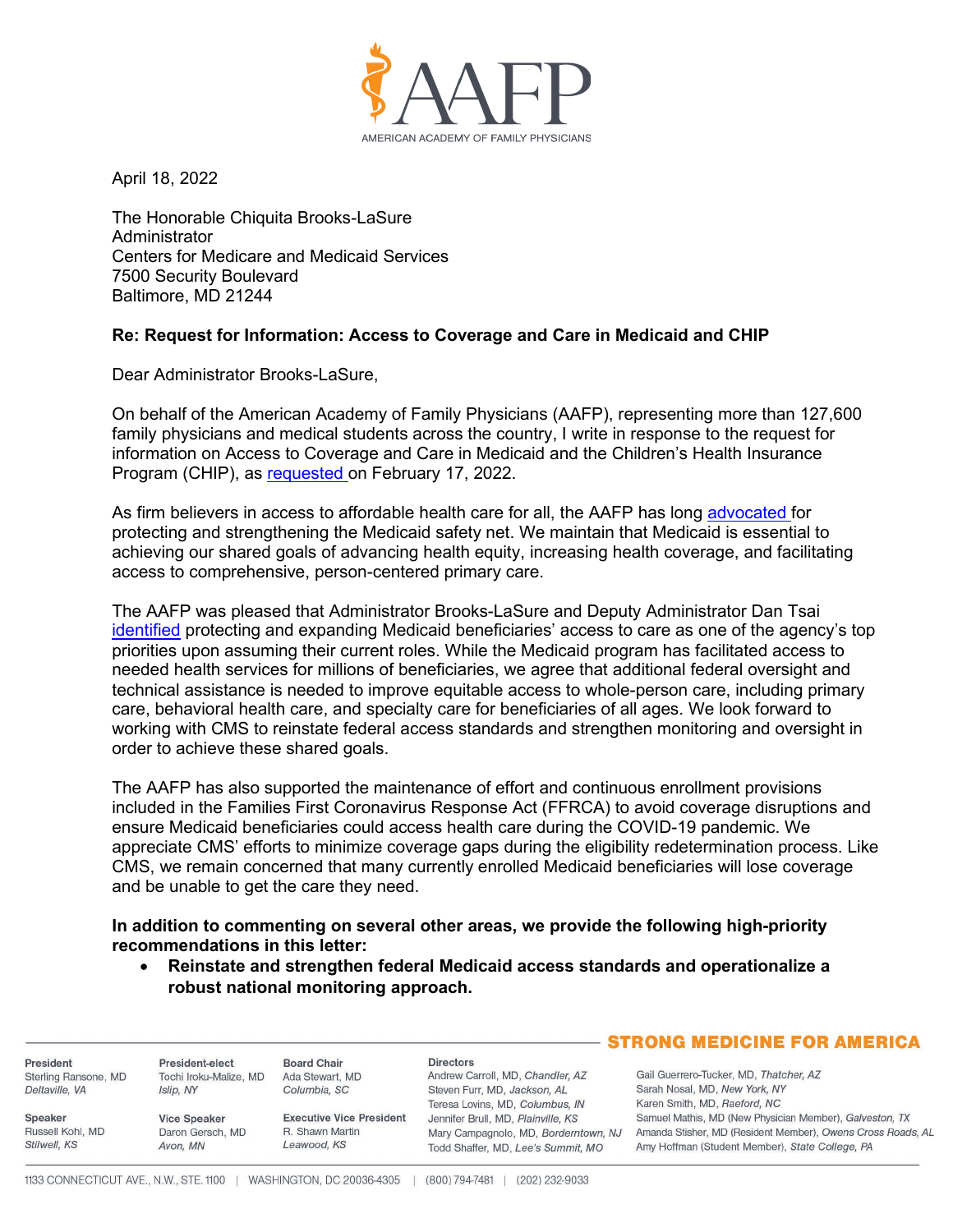April 18, 2022

The Honorable Chiquita Brooks-LaSure
Administrator
Centers for Medicare and Medicaid Services
7500 Security Boulevard
Baltimore, MD 21244

**Re: Request for Information: Access to Coverage and Care in Medicaid and CHIP**

Dear Administrator Brooks-LaSure,

On behalf of the American Academy of Family Physicians (AAFP), representing more than 127,600 family physicians and medical students across the country, I write in response to the request for information on Access to Coverage and Care in Medicaid and the Children's Health Insurance Program (CHIP), as requested on February 17, 2022.

As firm believers in access to affordable health care for all, the AAFP has long advocated for protecting and strengthening the Medicaid safety net. We maintain that Medicaid is essential to achieving our shared goals of advancing health equity, increasing health coverage, and facilitating access to comprehensive, person-centered primary care.

The AAFP was pleased that Administrator Brooks-LaSure and Deputy Administrator Dan Tsai identified protecting and expanding Medicaid beneficiaries' access to care as one of the agency's top priorities upon assuming their current roles. While the Medicaid program has facilitated access to needed health services for millions of beneficiaries, we agree that additional federal oversight and technical assistance is needed to improve equitable access to whole-person care, including primary care, behavioral health care, and specialty care for beneficiaries of all ages. We look forward to working with CMS to reinstate federal access standards and strengthen monitoring and oversight in order to achieve these shared goals.

The AAFP has also supported the maintenance of effort and continuous enrollment provisions included in the Families First Coronavirus Response Act (FFRCA) to avoid coverage disruptions and ensure Medicaid beneficiaries could access health care during the COVID-19 pandemic. We appreciate CMS' efforts to minimize coverage gaps during the eligibility redetermination process. Like CMS, we remain concerned that many currently enrolled Medicaid beneficiaries will lose coverage and be unable to get the care they need.

**In addition to commenting on several other areas, we provide the following high-priority recommendations in this letter:**

- **Reinstate and strengthen federal Medicaid access standards and operationalize a robust national monitoring approach.**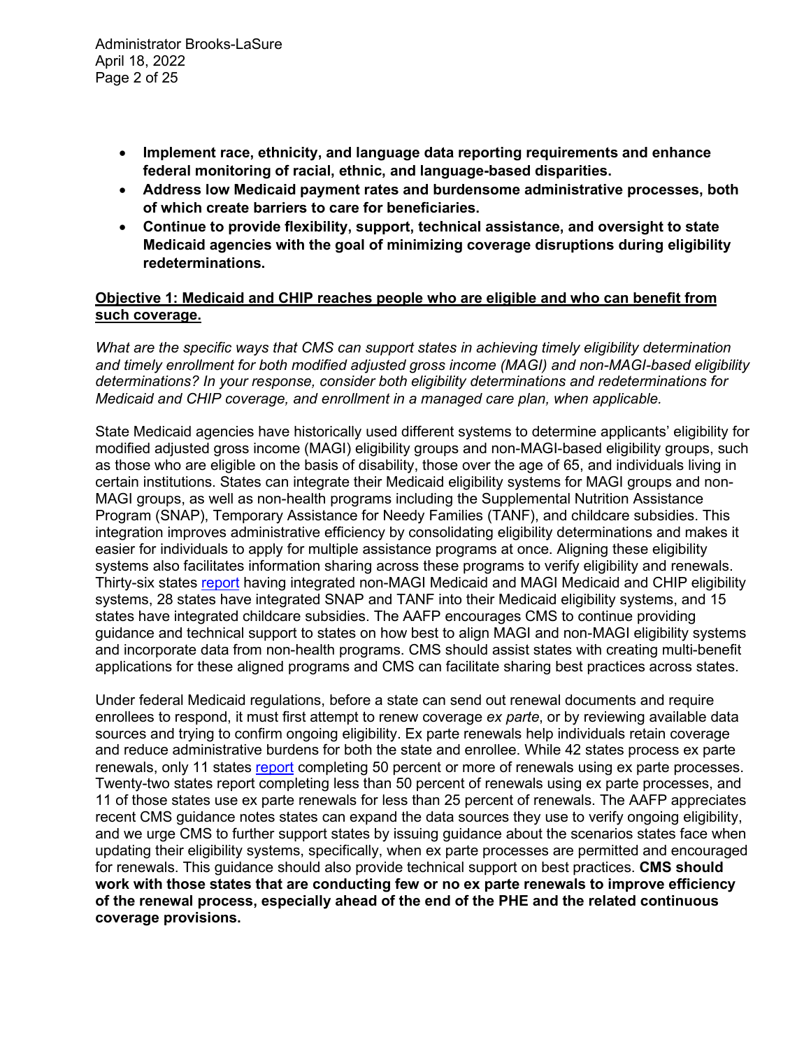- **Implement race, ethnicity, and language data reporting requirements and enhance federal monitoring of racial, ethnic, and language-based disparities.**
- **Address low Medicaid payment rates and burdensome administrative processes, both of which create barriers to care for beneficiaries.**
- **Continue to provide flexibility, support, technical assistance, and oversight to state Medicaid agencies with the goal of minimizing coverage disruptions during eligibility redeterminations.**

**<u>Objective 1: Medicaid and CHIP reaches people who are eligible and who can benefit from such coverage.</u>**

*What are the specific ways that CMS can support states in achieving timely eligibility determination and timely enrollment for both modified adjusted gross income (MAGI) and non-MAGI-based eligibility determinations? In your response, consider both eligibility determinations and redeterminations for Medicaid and CHIP coverage, and enrollment in a managed care plan, when applicable.*

State Medicaid agencies have historically used different systems to determine applicants' eligibility for modified adjusted gross income (MAGI) eligibility groups and non-MAGI-based eligibility groups, such as those who are eligible on the basis of disability, those over the age of 65, and individuals living in certain institutions. States can integrate their Medicaid eligibility systems for MAGI groups and non-MAGI groups, as well as non-health programs including the Supplemental Nutrition Assistance Program (SNAP), Temporary Assistance for Needy Families (TANF), and childcare subsidies. This integration improves administrative efficiency by consolidating eligibility determinations and makes it easier for individuals to apply for multiple assistance programs at once. Aligning these eligibility systems also facilitates information sharing across these programs to verify eligibility and renewals. Thirty-six states report having integrated non-MAGI Medicaid and MAGI Medicaid and CHIP eligibility systems, 28 states have integrated SNAP and TANF into their Medicaid eligibility systems, and 15 states have integrated childcare subsidies. The AAFP encourages CMS to continue providing guidance and technical support to states on how best to align MAGI and non-MAGI eligibility systems and incorporate data from non-health programs. CMS should assist states with creating multi-benefit applications for these aligned programs and CMS can facilitate sharing best practices across states.

Under federal Medicaid regulations, before a state can send out renewal documents and require enrollees to respond, it must first attempt to renew coverage *ex parte*, or by reviewing available data sources and trying to confirm ongoing eligibility. Ex parte renewals help individuals retain coverage and reduce administrative burdens for both the state and enrollee. While 42 states process ex parte renewals, only 11 states report completing 50 percent or more of renewals using ex parte processes. Twenty-two states report completing less than 50 percent of renewals using ex parte processes, and 11 of those states use ex parte renewals for less than 25 percent of renewals. The AAFP appreciates recent CMS guidance notes states can expand the data sources they use to verify ongoing eligibility, and we urge CMS to further support states by issuing guidance about the scenarios states face when updating their eligibility systems, specifically, when ex parte processes are permitted and encouraged for renewals. This guidance should also provide technical support on best practices. **CMS should work with those states that are conducting few or no ex parte renewals to improve efficiency of the renewal process, especially ahead of the end of the PHE and the related continuous coverage provisions.**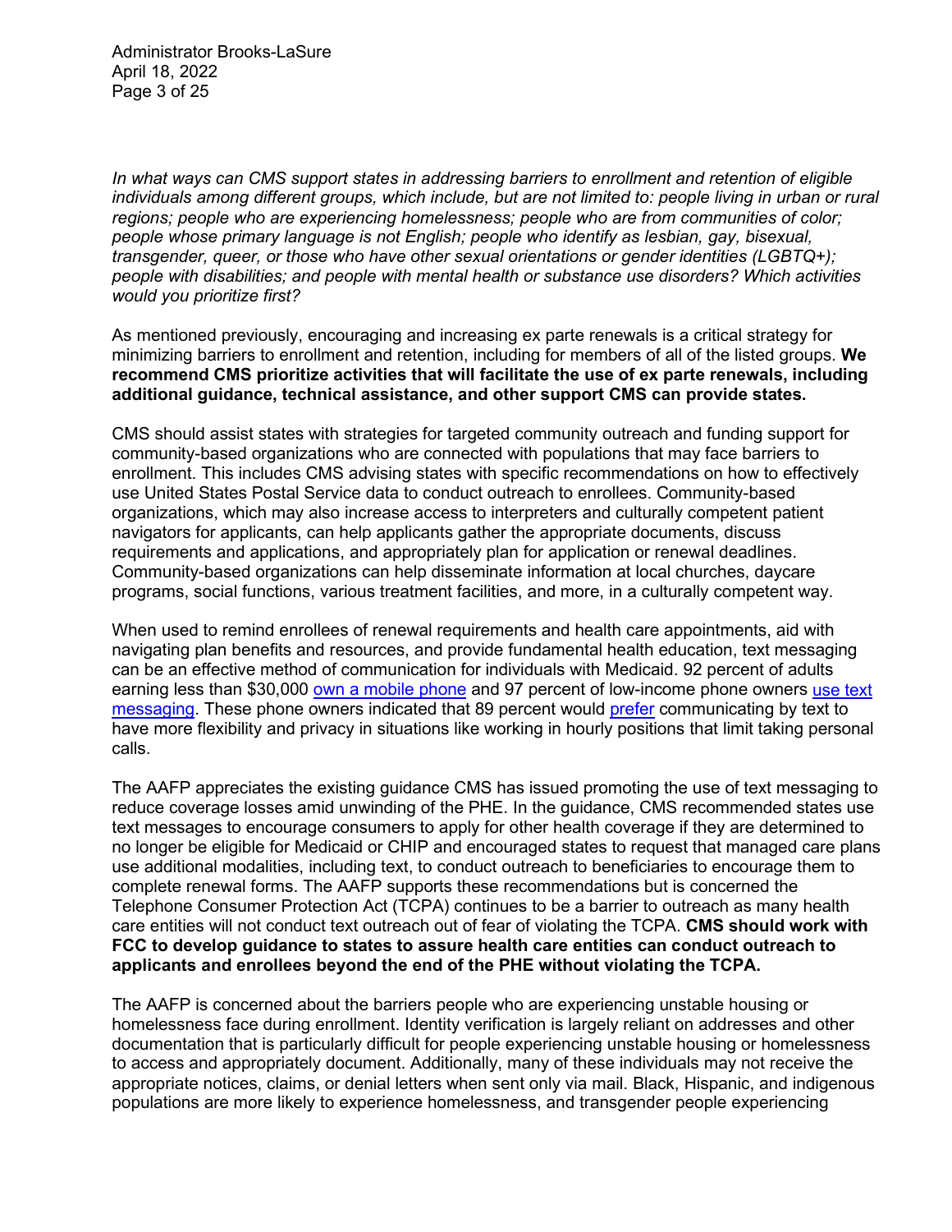*In what ways can CMS support states in addressing barriers to enrollment and retention of eligible individuals among different groups, which include, but are not limited to: people living in urban or rural regions; people who are experiencing homelessness; people who are from communities of color; people whose primary language is not English; people who identify as lesbian, gay, bisexual, transgender, queer, or those who have other sexual orientations or gender identities (LGBTQ+); people with disabilities; and people with mental health or substance use disorders? Which activities would you prioritize first?*

As mentioned previously, encouraging and increasing ex parte renewals is a critical strategy for minimizing barriers to enrollment and retention, including for members of all of the listed groups. **We recommend CMS prioritize activities that will facilitate the use of ex parte renewals, including additional guidance, technical assistance, and other support CMS can provide states.**

CMS should assist states with strategies for targeted community outreach and funding support for community-based organizations who are connected with populations that may face barriers to enrollment. This includes CMS advising states with specific recommendations on how to effectively use United States Postal Service data to conduct outreach to enrollees. Community-based organizations, which may also increase access to interpreters and culturally competent patient navigators for applicants, can help applicants gather the appropriate documents, discuss requirements and applications, and appropriately plan for application or renewal deadlines. Community-based organizations can help disseminate information at local churches, daycare programs, social functions, various treatment facilities, and more, in a culturally competent way.

When used to remind enrollees of renewal requirements and health care appointments, aid with navigating plan benefits and resources, and provide fundamental health education, text messaging can be an effective method of communication for individuals with Medicaid. 92 percent of adults earning less than $30,000 own a mobile phone and 97 percent of low-income phone owners use text messaging. These phone owners indicated that 89 percent would prefer communicating by text to have more flexibility and privacy in situations like working in hourly positions that limit taking personal calls.

The AAFP appreciates the existing guidance CMS has issued promoting the use of text messaging to reduce coverage losses amid unwinding of the PHE. In the guidance, CMS recommended states use text messages to encourage consumers to apply for other health coverage if they are determined to no longer be eligible for Medicaid or CHIP and encouraged states to request that managed care plans use additional modalities, including text, to conduct outreach to beneficiaries to encourage them to complete renewal forms. The AAFP supports these recommendations but is concerned the Telephone Consumer Protection Act (TCPA) continues to be a barrier to outreach as many health care entities will not conduct text outreach out of fear of violating the TCPA. **CMS should work with FCC to develop guidance to states to assure health care entities can conduct outreach to applicants and enrollees beyond the end of the PHE without violating the TCPA.**

The AAFP is concerned about the barriers people who are experiencing unstable housing or homelessness face during enrollment. Identity verification is largely reliant on addresses and other documentation that is particularly difficult for people experiencing unstable housing or homelessness to access and appropriately document. Additionally, many of these individuals may not receive the appropriate notices, claims, or denial letters when sent only via mail. Black, Hispanic, and indigenous populations are more likely to experience homelessness, and transgender people experiencing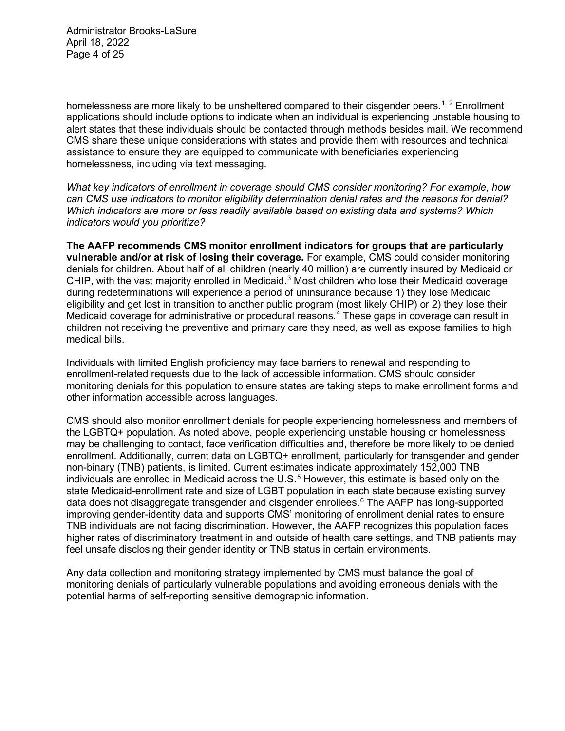homelessness are more likely to be unsheltered compared to their cisgender peers.[1, 2] Enrollment applications should include options to indicate when an individual is experiencing unstable housing to alert states that these individuals should be contacted through methods besides mail. We recommend CMS share these unique considerations with states and provide them with resources and technical assistance to ensure they are equipped to communicate with beneficiaries experiencing homelessness, including via text messaging.

*What key indicators of enrollment in coverage should CMS consider monitoring? For example, how can CMS use indicators to monitor eligibility determination denial rates and the reasons for denial? Which indicators are more or less readily available based on existing data and systems? Which indicators would you prioritize?*

**The AAFP recommends CMS monitor enrollment indicators for groups that are particularly vulnerable and/or at risk of losing their coverage.** For example, CMS could consider monitoring denials for children. About half of all children (nearly 40 million) are currently insured by Medicaid or CHIP, with the vast majority enrolled in Medicaid.[3] Most children who lose their Medicaid coverage during redeterminations will experience a period of uninsurance because 1) they lose Medicaid eligibility and get lost in transition to another public program (most likely CHIP) or 2) they lose their Medicaid coverage for administrative or procedural reasons.[4] These gaps in coverage can result in children not receiving the preventive and primary care they need, as well as expose families to high medical bills.

Individuals with limited English proficiency may face barriers to renewal and responding to enrollment-related requests due to the lack of accessible information. CMS should consider monitoring denials for this population to ensure states are taking steps to make enrollment forms and other information accessible across languages.

CMS should also monitor enrollment denials for people experiencing homelessness and members of the LGBTQ+ population. As noted above, people experiencing unstable housing or homelessness may be challenging to contact, face verification difficulties and, therefore be more likely to be denied enrollment. Additionally, current data on LGBTQ+ enrollment, particularly for transgender and gender non-binary (TNB) patients, is limited. Current estimates indicate approximately 152,000 TNB individuals are enrolled in Medicaid across the U.S.[5] However, this estimate is based only on the state Medicaid-enrollment rate and size of LGBT population in each state because existing survey data does not disaggregate transgender and cisgender enrollees.[6] The AAFP has long-supported improving gender-identity data and supports CMS' monitoring of enrollment denial rates to ensure TNB individuals are not facing discrimination. However, the AAFP recognizes this population faces higher rates of discriminatory treatment in and outside of health care settings, and TNB patients may feel unsafe disclosing their gender identity or TNB status in certain environments.

Any data collection and monitoring strategy implemented by CMS must balance the goal of monitoring denials of particularly vulnerable populations and avoiding erroneous denials with the potential harms of self-reporting sensitive demographic information.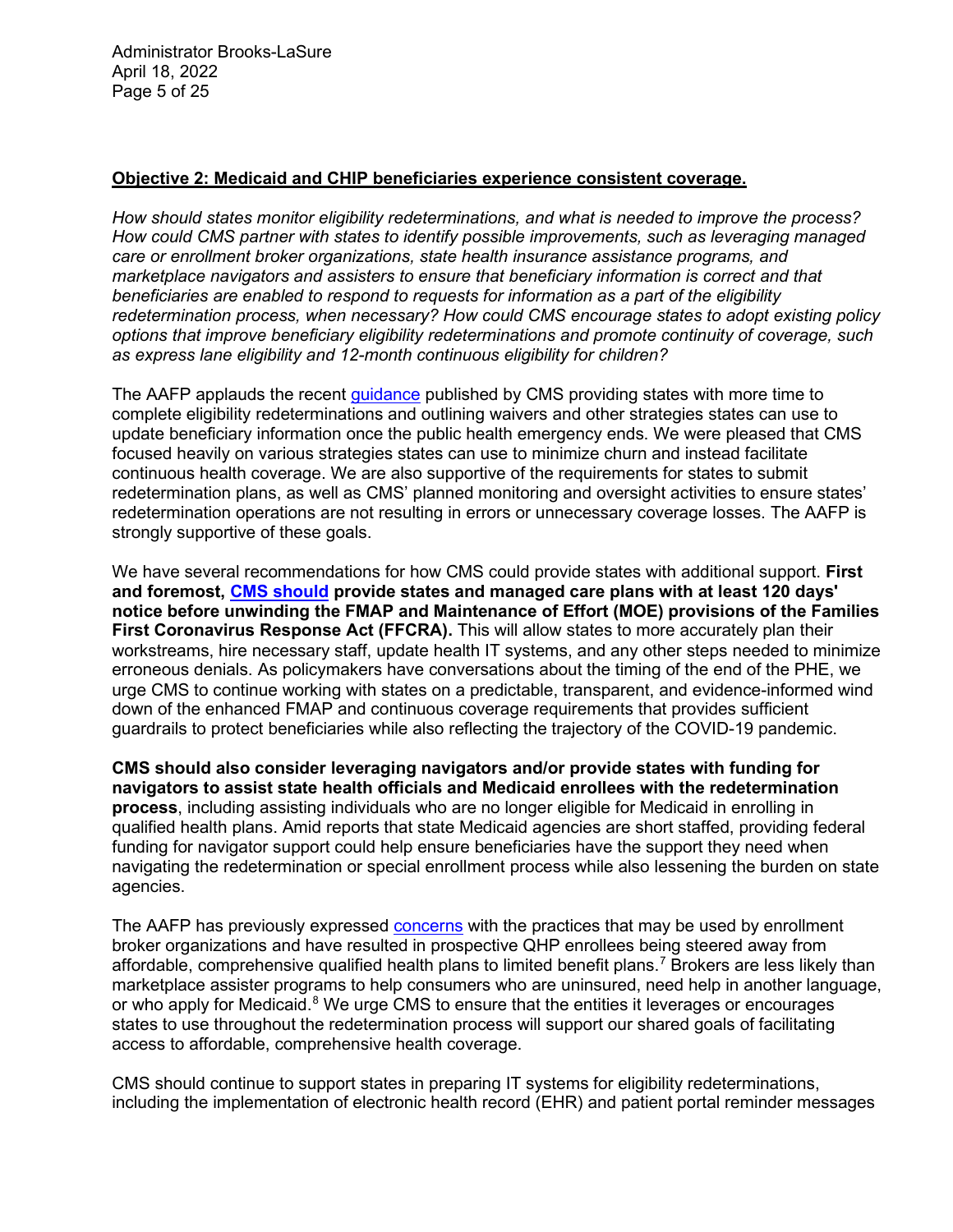**Objective 2: Medicaid and CHIP beneficiaries experience consistent coverage.**

*How should states monitor eligibility redeterminations, and what is needed to improve the process? How could CMS partner with states to identify possible improvements, such as leveraging managed care or enrollment broker organizations, state health insurance assistance programs, and marketplace navigators and assisters to ensure that beneficiary information is correct and that beneficiaries are enabled to respond to requests for information as a part of the eligibility redetermination process, when necessary? How could CMS encourage states to adopt existing policy options that improve beneficiary eligibility redeterminations and promote continuity of coverage, such as express lane eligibility and 12-month continuous eligibility for children?*

The AAFP applauds the recent guidance published by CMS providing states with more time to complete eligibility redeterminations and outlining waivers and other strategies states can use to update beneficiary information once the public health emergency ends. We were pleased that CMS focused heavily on various strategies states can use to minimize churn and instead facilitate continuous health coverage. We are also supportive of the requirements for states to submit redetermination plans, as well as CMS' planned monitoring and oversight activities to ensure states' redetermination operations are not resulting in errors or unnecessary coverage losses. The AAFP is strongly supportive of these goals.

We have several recommendations for how CMS could provide states with additional support. **First and foremost, CMS should provide states and managed care plans with at least 120 days' notice before unwinding the FMAP and Maintenance of Effort (MOE) provisions of the Families First Coronavirus Response Act (FFCRA).** This will allow states to more accurately plan their workstreams, hire necessary staff, update health IT systems, and any other steps needed to minimize erroneous denials. As policymakers have conversations about the timing of the end of the PHE, we urge CMS to continue working with states on a predictable, transparent, and evidence-informed wind down of the enhanced FMAP and continuous coverage requirements that provides sufficient guardrails to protect beneficiaries while also reflecting the trajectory of the COVID-19 pandemic.

**CMS should also consider leveraging navigators and/or provide states with funding for navigators to assist state health officials and Medicaid enrollees with the redetermination process**, including assisting individuals who are no longer eligible for Medicaid in enrolling in qualified health plans. Amid reports that state Medicaid agencies are short staffed, providing federal funding for navigator support could help ensure beneficiaries have the support they need when navigating the redetermination or special enrollment process while also lessening the burden on state agencies.

The AAFP has previously expressed concerns with the practices that may be used by enrollment broker organizations and have resulted in prospective QHP enrollees being steered away from affordable, comprehensive qualified health plans to limited benefit plans.[7] Brokers are less likely than marketplace assister programs to help consumers who are uninsured, need help in another language, or who apply for Medicaid.[8] We urge CMS to ensure that the entities it leverages or encourages states to use throughout the redetermination process will support our shared goals of facilitating access to affordable, comprehensive health coverage.

CMS should continue to support states in preparing IT systems for eligibility redeterminations, including the implementation of electronic health record (EHR) and patient portal reminder messages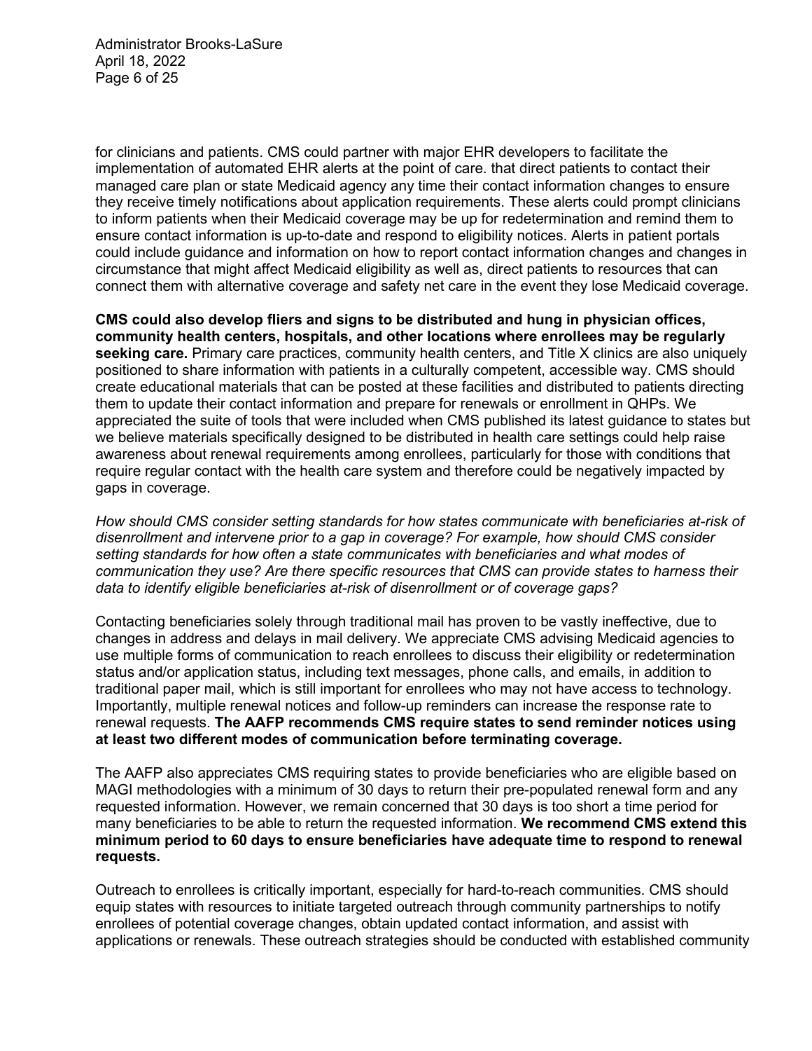for clinicians and patients. CMS could partner with major EHR developers to facilitate the implementation of automated EHR alerts at the point of care. that direct patients to contact their managed care plan or state Medicaid agency any time their contact information changes to ensure they receive timely notifications about application requirements. These alerts could prompt clinicians to inform patients when their Medicaid coverage may be up for redetermination and remind them to ensure contact information is up-to-date and respond to eligibility notices. Alerts in patient portals could include guidance and information on how to report contact information changes and changes in circumstance that might affect Medicaid eligibility as well as, direct patients to resources that can connect them with alternative coverage and safety net care in the event they lose Medicaid coverage.

**CMS could also develop fliers and signs to be distributed and hung in physician offices, community health centers, hospitals, and other locations where enrollees may be regularly seeking care.** Primary care practices, community health centers, and Title X clinics are also uniquely positioned to share information with patients in a culturally competent, accessible way. CMS should create educational materials that can be posted at these facilities and distributed to patients directing them to update their contact information and prepare for renewals or enrollment in QHPs. We appreciated the suite of tools that were included when CMS published its latest guidance to states but we believe materials specifically designed to be distributed in health care settings could help raise awareness about renewal requirements among enrollees, particularly for those with conditions that require regular contact with the health care system and therefore could be negatively impacted by gaps in coverage.

*How should CMS consider setting standards for how states communicate with beneficiaries at-risk of disenrollment and intervene prior to a gap in coverage? For example, how should CMS consider setting standards for how often a state communicates with beneficiaries and what modes of communication they use? Are there specific resources that CMS can provide states to harness their data to identify eligible beneficiaries at-risk of disenrollment or of coverage gaps?*

Contacting beneficiaries solely through traditional mail has proven to be vastly ineffective, due to changes in address and delays in mail delivery. We appreciate CMS advising Medicaid agencies to use multiple forms of communication to reach enrollees to discuss their eligibility or redetermination status and/or application status, including text messages, phone calls, and emails, in addition to traditional paper mail, which is still important for enrollees who may not have access to technology. Importantly, multiple renewal notices and follow-up reminders can increase the response rate to renewal requests. **The AAFP recommends CMS require states to send reminder notices using at least two different modes of communication before terminating coverage.**

The AAFP also appreciates CMS requiring states to provide beneficiaries who are eligible based on MAGI methodologies with a minimum of 30 days to return their pre-populated renewal form and any requested information. However, we remain concerned that 30 days is too short a time period for many beneficiaries to be able to return the requested information. **We recommend CMS extend this minimum period to 60 days to ensure beneficiaries have adequate time to respond to renewal requests.**

Outreach to enrollees is critically important, especially for hard-to-reach communities. CMS should equip states with resources to initiate targeted outreach through community partnerships to notify enrollees of potential coverage changes, obtain updated contact information, and assist with applications or renewals. These outreach strategies should be conducted with established community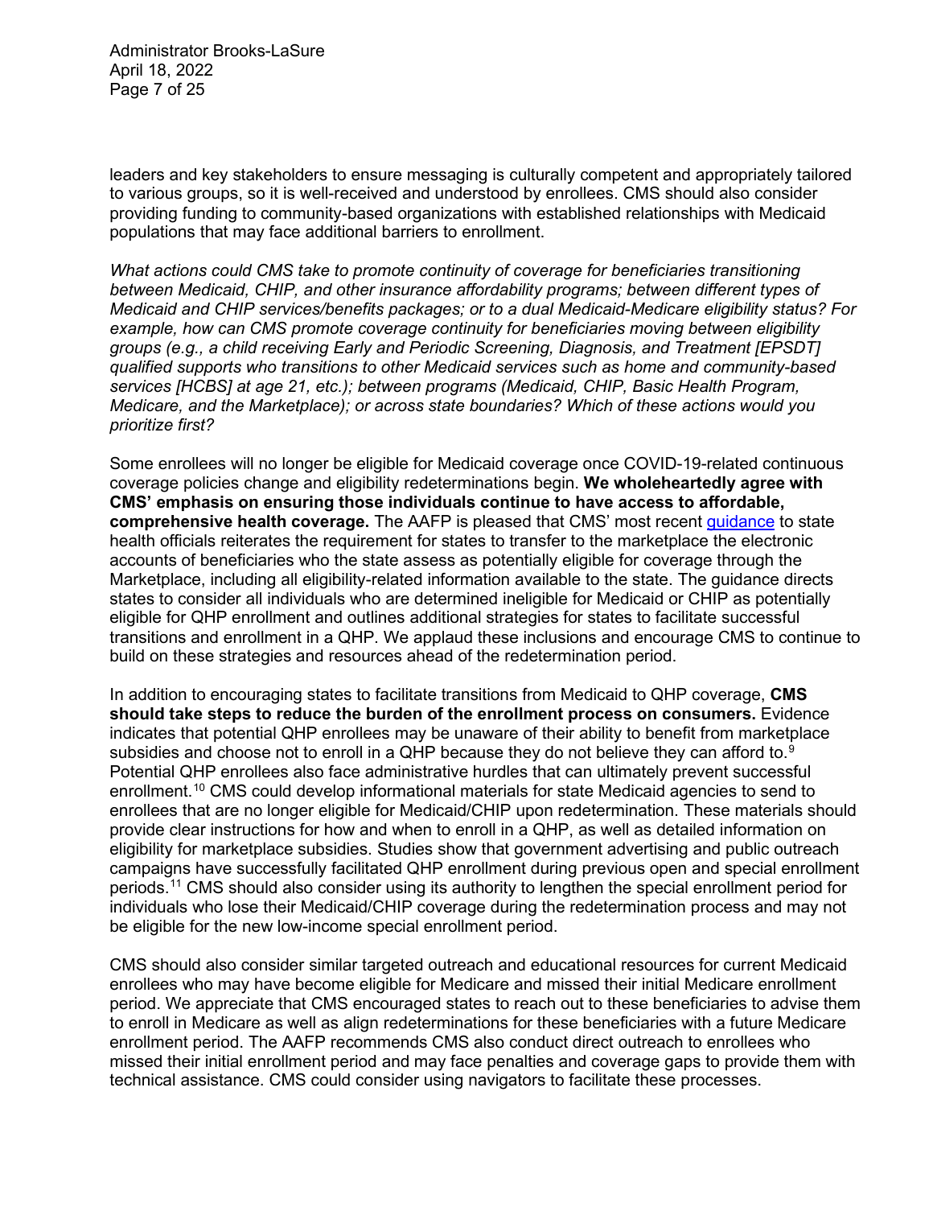leaders and key stakeholders to ensure messaging is culturally competent and appropriately tailored to various groups, so it is well-received and understood by enrollees. CMS should also consider providing funding to community-based organizations with established relationships with Medicaid populations that may face additional barriers to enrollment.

*What actions could CMS take to promote continuity of coverage for beneficiaries transitioning between Medicaid, CHIP, and other insurance affordability programs; between different types of Medicaid and CHIP services/benefits packages; or to a dual Medicaid-Medicare eligibility status? For example, how can CMS promote coverage continuity for beneficiaries moving between eligibility groups (e.g., a child receiving Early and Periodic Screening, Diagnosis, and Treatment [EPSDT] qualified supports who transitions to other Medicaid services such as home and community-based services [HCBS] at age 21, etc.); between programs (Medicaid, CHIP, Basic Health Program, Medicare, and the Marketplace); or across state boundaries? Which of these actions would you prioritize first?*

Some enrollees will no longer be eligible for Medicaid coverage once COVID-19-related continuous coverage policies change and eligibility redeterminations begin. **We wholeheartedly agree with CMS' emphasis on ensuring those individuals continue to have access to affordable, comprehensive health coverage.** The AAFP is pleased that CMS' most recent guidance to state health officials reiterates the requirement for states to transfer to the marketplace the electronic accounts of beneficiaries who the state assess as potentially eligible for coverage through the Marketplace, including all eligibility-related information available to the state. The guidance directs states to consider all individuals who are determined ineligible for Medicaid or CHIP as potentially eligible for QHP enrollment and outlines additional strategies for states to facilitate successful transitions and enrollment in a QHP. We applaud these inclusions and encourage CMS to continue to build on these strategies and resources ahead of the redetermination period.

In addition to encouraging states to facilitate transitions from Medicaid to QHP coverage, **CMS should take steps to reduce the burden of the enrollment process on consumers.** Evidence indicates that potential QHP enrollees may be unaware of their ability to benefit from marketplace subsidies and choose not to enroll in a QHP because they do not believe they can afford to.[9] Potential QHP enrollees also face administrative hurdles that can ultimately prevent successful enrollment.[10] CMS could develop informational materials for state Medicaid agencies to send to enrollees that are no longer eligible for Medicaid/CHIP upon redetermination. These materials should provide clear instructions for how and when to enroll in a QHP, as well as detailed information on eligibility for marketplace subsidies. Studies show that government advertising and public outreach campaigns have successfully facilitated QHP enrollment during previous open and special enrollment periods.[11] CMS should also consider using its authority to lengthen the special enrollment period for individuals who lose their Medicaid/CHIP coverage during the redetermination process and may not be eligible for the new low-income special enrollment period.

CMS should also consider similar targeted outreach and educational resources for current Medicaid enrollees who may have become eligible for Medicare and missed their initial Medicare enrollment period. We appreciate that CMS encouraged states to reach out to these beneficiaries to advise them to enroll in Medicare as well as align redeterminations for these beneficiaries with a future Medicare enrollment period. The AAFP recommends CMS also conduct direct outreach to enrollees who missed their initial enrollment period and may face penalties and coverage gaps to provide them with technical assistance. CMS could consider using navigators to facilitate these processes.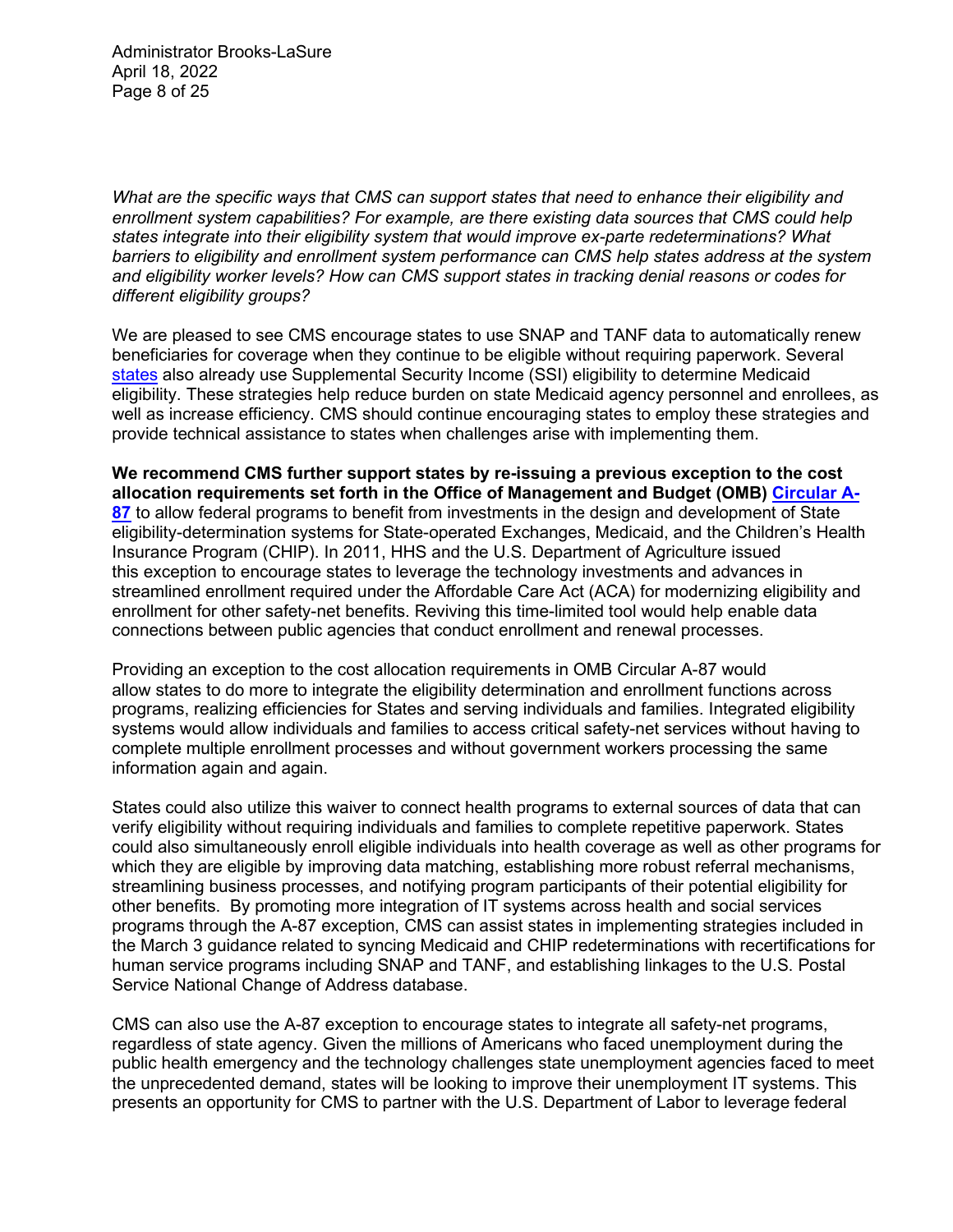*What are the specific ways that CMS can support states that need to enhance their eligibility and enrollment system capabilities? For example, are there existing data sources that CMS could help states integrate into their eligibility system that would improve ex-parte redeterminations? What barriers to eligibility and enrollment system performance can CMS help states address at the system and eligibility worker levels? How can CMS support states in tracking denial reasons or codes for different eligibility groups?*

We are pleased to see CMS encourage states to use SNAP and TANF data to automatically renew beneficiaries for coverage when they continue to be eligible without requiring paperwork. Several states also already use Supplemental Security Income (SSI) eligibility to determine Medicaid eligibility. These strategies help reduce burden on state Medicaid agency personnel and enrollees, as well as increase efficiency. CMS should continue encouraging states to employ these strategies and provide technical assistance to states when challenges arise with implementing them.

**We recommend CMS further support states by re-issuing a previous exception to the cost allocation requirements set forth in the Office of Management and Budget (OMB) Circular A-87** to allow federal programs to benefit from investments in the design and development of State eligibility-determination systems for State-operated Exchanges, Medicaid, and the Children's Health Insurance Program (CHIP). In 2011, HHS and the U.S. Department of Agriculture issued this exception to encourage states to leverage the technology investments and advances in streamlined enrollment required under the Affordable Care Act (ACA) for modernizing eligibility and enrollment for other safety-net benefits. Reviving this time-limited tool would help enable data connections between public agencies that conduct enrollment and renewal processes.

Providing an exception to the cost allocation requirements in OMB Circular A-87 would allow states to do more to integrate the eligibility determination and enrollment functions across programs, realizing efficiencies for States and serving individuals and families. Integrated eligibility systems would allow individuals and families to access critical safety-net services without having to complete multiple enrollment processes and without government workers processing the same information again and again.

States could also utilize this waiver to connect health programs to external sources of data that can verify eligibility without requiring individuals and families to complete repetitive paperwork. States could also simultaneously enroll eligible individuals into health coverage as well as other programs for which they are eligible by improving data matching, establishing more robust referral mechanisms, streamlining business processes, and notifying program participants of their potential eligibility for other benefits. By promoting more integration of IT systems across health and social services programs through the A-87 exception, CMS can assist states in implementing strategies included in the March 3 guidance related to syncing Medicaid and CHIP redeterminations with recertifications for human service programs including SNAP and TANF, and establishing linkages to the U.S. Postal Service National Change of Address database.

CMS can also use the A-87 exception to encourage states to integrate all safety-net programs, regardless of state agency. Given the millions of Americans who faced unemployment during the public health emergency and the technology challenges state unemployment agencies faced to meet the unprecedented demand, states will be looking to improve their unemployment IT systems. This presents an opportunity for CMS to partner with the U.S. Department of Labor to leverage federal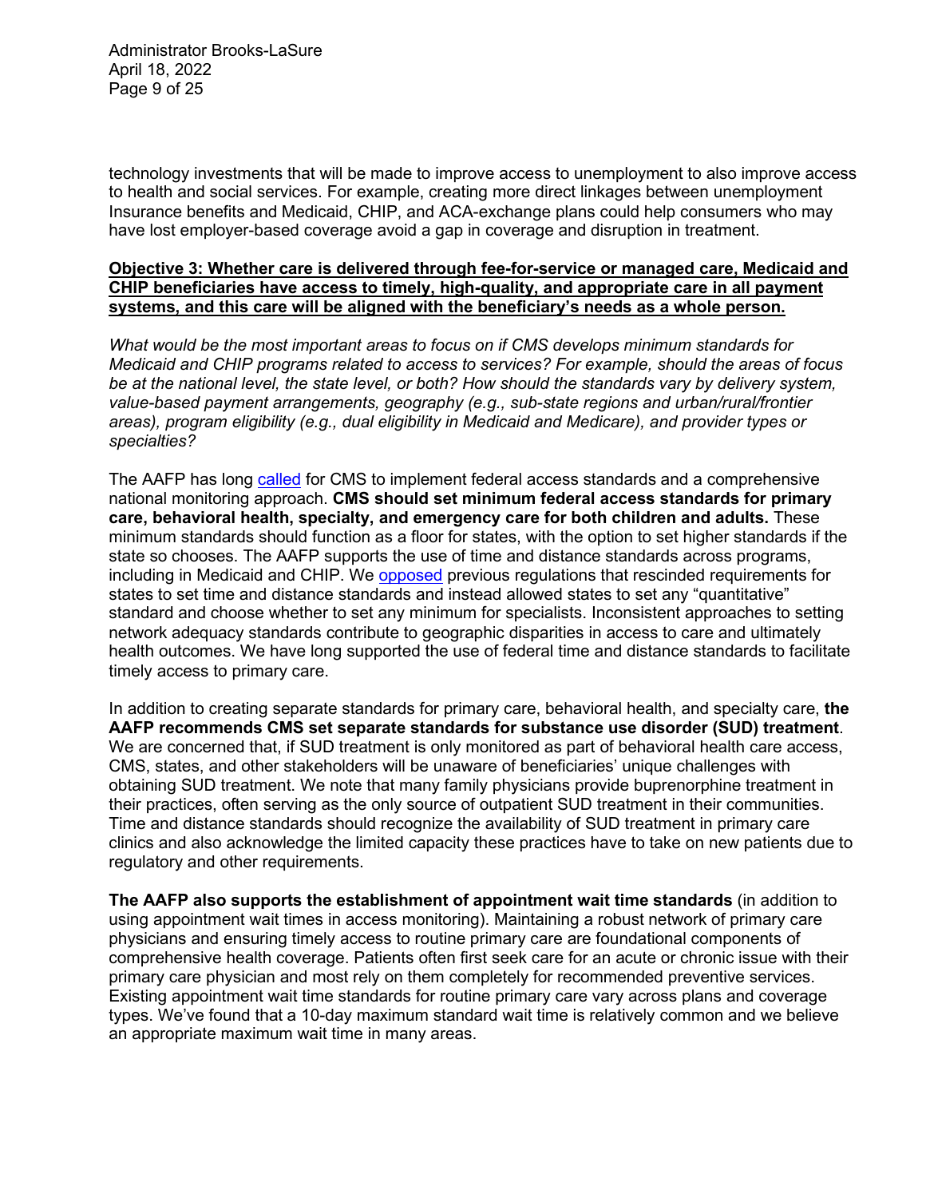technology investments that will be made to improve access to unemployment to also improve access to health and social services. For example, creating more direct linkages between unemployment Insurance benefits and Medicaid, CHIP, and ACA-exchange plans could help consumers who may have lost employer-based coverage avoid a gap in coverage and disruption in treatment.

**Objective 3: Whether care is delivered through fee-for-service or managed care, Medicaid and CHIP beneficiaries have access to timely, high-quality, and appropriate care in all payment systems, and this care will be aligned with the beneficiary's needs as a whole person.**

*What would be the most important areas to focus on if CMS develops minimum standards for Medicaid and CHIP programs related to access to services? For example, should the areas of focus be at the national level, the state level, or both? How should the standards vary by delivery system, value-based payment arrangements, geography (e.g., sub-state regions and urban/rural/frontier areas), program eligibility (e.g., dual eligibility in Medicaid and Medicare), and provider types or specialties?*

The AAFP has long called for CMS to implement federal access standards and a comprehensive national monitoring approach. **CMS should set minimum federal access standards for primary care, behavioral health, specialty, and emergency care for both children and adults.** These minimum standards should function as a floor for states, with the option to set higher standards if the state so chooses. The AAFP supports the use of time and distance standards across programs, including in Medicaid and CHIP. We opposed previous regulations that rescinded requirements for states to set time and distance standards and instead allowed states to set any "quantitative" standard and choose whether to set any minimum for specialists. Inconsistent approaches to setting network adequacy standards contribute to geographic disparities in access to care and ultimately health outcomes. We have long supported the use of federal time and distance standards to facilitate timely access to primary care.

In addition to creating separate standards for primary care, behavioral health, and specialty care, **the AAFP recommends CMS set separate standards for substance use disorder (SUD) treatment**. We are concerned that, if SUD treatment is only monitored as part of behavioral health care access, CMS, states, and other stakeholders will be unaware of beneficiaries' unique challenges with obtaining SUD treatment. We note that many family physicians provide buprenorphine treatment in their practices, often serving as the only source of outpatient SUD treatment in their communities. Time and distance standards should recognize the availability of SUD treatment in primary care clinics and also acknowledge the limited capacity these practices have to take on new patients due to regulatory and other requirements.

**The AAFP also supports the establishment of appointment wait time standards** (in addition to using appointment wait times in access monitoring). Maintaining a robust network of primary care physicians and ensuring timely access to routine primary care are foundational components of comprehensive health coverage. Patients often first seek care for an acute or chronic issue with their primary care physician and most rely on them completely for recommended preventive services. Existing appointment wait time standards for routine primary care vary across plans and coverage types. We've found that a 10-day maximum standard wait time is relatively common and we believe an appropriate maximum wait time in many areas.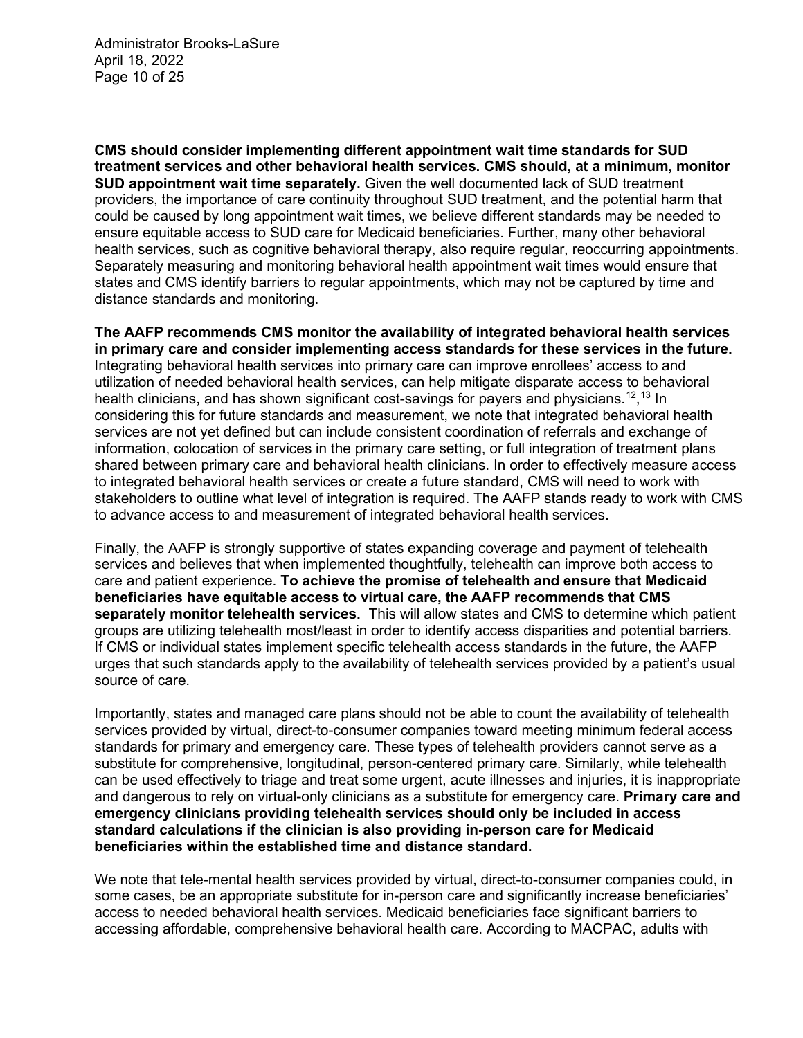**CMS should consider implementing different appointment wait time standards for SUD treatment services and other behavioral health services. CMS should, at a minimum, monitor SUD appointment wait time separately.** Given the well documented lack of SUD treatment providers, the importance of care continuity throughout SUD treatment, and the potential harm that could be caused by long appointment wait times, we believe different standards may be needed to ensure equitable access to SUD care for Medicaid beneficiaries. Further, many other behavioral health services, such as cognitive behavioral therapy, also require regular, reoccurring appointments. Separately measuring and monitoring behavioral health appointment wait times would ensure that states and CMS identify barriers to regular appointments, which may not be captured by time and distance standards and monitoring.

**The AAFP recommends CMS monitor the availability of integrated behavioral health services in primary care and consider implementing access standards for these services in the future.** Integrating behavioral health services into primary care can improve enrollees' access to and utilization of needed behavioral health services, can help mitigate disparate access to behavioral health clinicians, and has shown significant cost-savings for payers and physicians.[12,13] In considering this for future standards and measurement, we note that integrated behavioral health services are not yet defined but can include consistent coordination of referrals and exchange of information, colocation of services in the primary care setting, or full integration of treatment plans shared between primary care and behavioral health clinicians. In order to effectively measure access to integrated behavioral health services or create a future standard, CMS will need to work with stakeholders to outline what level of integration is required. The AAFP stands ready to work with CMS to advance access to and measurement of integrated behavioral health services.

Finally, the AAFP is strongly supportive of states expanding coverage and payment of telehealth services and believes that when implemented thoughtfully, telehealth can improve both access to care and patient experience. **To achieve the promise of telehealth and ensure that Medicaid beneficiaries have equitable access to virtual care, the AAFP recommends that CMS separately monitor telehealth services.** This will allow states and CMS to determine which patient groups are utilizing telehealth most/least in order to identify access disparities and potential barriers. If CMS or individual states implement specific telehealth access standards in the future, the AAFP urges that such standards apply to the availability of telehealth services provided by a patient's usual source of care.

Importantly, states and managed care plans should not be able to count the availability of telehealth services provided by virtual, direct-to-consumer companies toward meeting minimum federal access standards for primary and emergency care. These types of telehealth providers cannot serve as a substitute for comprehensive, longitudinal, person-centered primary care. Similarly, while telehealth can be used effectively to triage and treat some urgent, acute illnesses and injuries, it is inappropriate and dangerous to rely on virtual-only clinicians as a substitute for emergency care. **Primary care and emergency clinicians providing telehealth services should only be included in access standard calculations if the clinician is also providing in-person care for Medicaid beneficiaries within the established time and distance standard.**

We note that tele-mental health services provided by virtual, direct-to-consumer companies could, in some cases, be an appropriate substitute for in-person care and significantly increase beneficiaries' access to needed behavioral health services. Medicaid beneficiaries face significant barriers to accessing affordable, comprehensive behavioral health care. According to MACPAC, adults with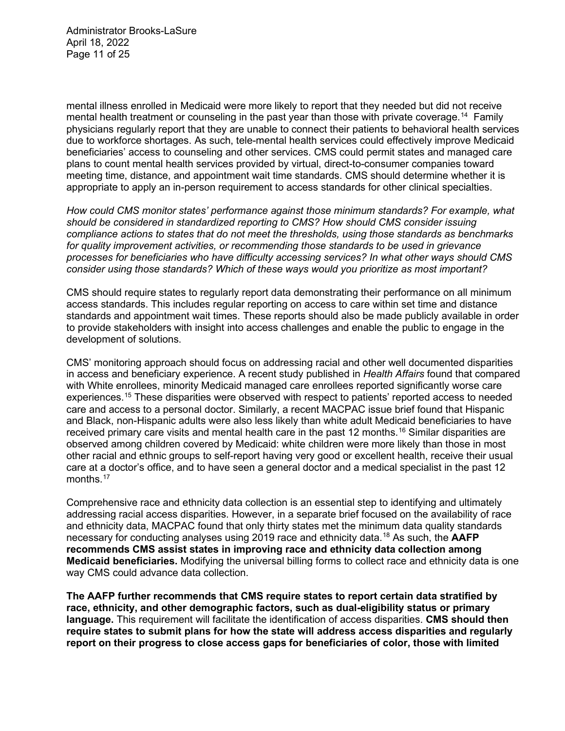mental illness enrolled in Medicaid were more likely to report that they needed but did not receive mental health treatment or counseling in the past year than those with private coverage.[14] Family physicians regularly report that they are unable to connect their patients to behavioral health services due to workforce shortages. As such, tele-mental health services could effectively improve Medicaid beneficiaries' access to counseling and other services. CMS could permit states and managed care plans to count mental health services provided by virtual, direct-to-consumer companies toward meeting time, distance, and appointment wait time standards. CMS should determine whether it is appropriate to apply an in-person requirement to access standards for other clinical specialties.

*How could CMS monitor states' performance against those minimum standards? For example, what should be considered in standardized reporting to CMS? How should CMS consider issuing compliance actions to states that do not meet the thresholds, using those standards as benchmarks for quality improvement activities, or recommending those standards to be used in grievance processes for beneficiaries who have difficulty accessing services? In what other ways should CMS consider using those standards? Which of these ways would you prioritize as most important?*

CMS should require states to regularly report data demonstrating their performance on all minimum access standards. This includes regular reporting on access to care within set time and distance standards and appointment wait times. These reports should also be made publicly available in order to provide stakeholders with insight into access challenges and enable the public to engage in the development of solutions.

CMS' monitoring approach should focus on addressing racial and other well documented disparities in access and beneficiary experience. A recent study published in *Health Affairs* found that compared with White enrollees, minority Medicaid managed care enrollees reported significantly worse care experiences.[15] These disparities were observed with respect to patients' reported access to needed care and access to a personal doctor. Similarly, a recent MACPAC issue brief found that Hispanic and Black, non-Hispanic adults were also less likely than white adult Medicaid beneficiaries to have received primary care visits and mental health care in the past 12 months.[16] Similar disparities are observed among children covered by Medicaid: white children were more likely than those in most other racial and ethnic groups to self-report having very good or excellent health, receive their usual care at a doctor's office, and to have seen a general doctor and a medical specialist in the past 12 months.[17]

Comprehensive race and ethnicity data collection is an essential step to identifying and ultimately addressing racial access disparities. However, in a separate brief focused on the availability of race and ethnicity data, MACPAC found that only thirty states met the minimum data quality standards necessary for conducting analyses using 2019 race and ethnicity data.[18] As such, the **AAFP recommends CMS assist states in improving race and ethnicity data collection among Medicaid beneficiaries.** Modifying the universal billing forms to collect race and ethnicity data is one way CMS could advance data collection.

**The AAFP further recommends that CMS require states to report certain data stratified by race, ethnicity, and other demographic factors, such as dual-eligibility status or primary language.** This requirement will facilitate the identification of access disparities. **CMS should then require states to submit plans for how the state will address access disparities and regularly report on their progress to close access gaps for beneficiaries of color, those with limited**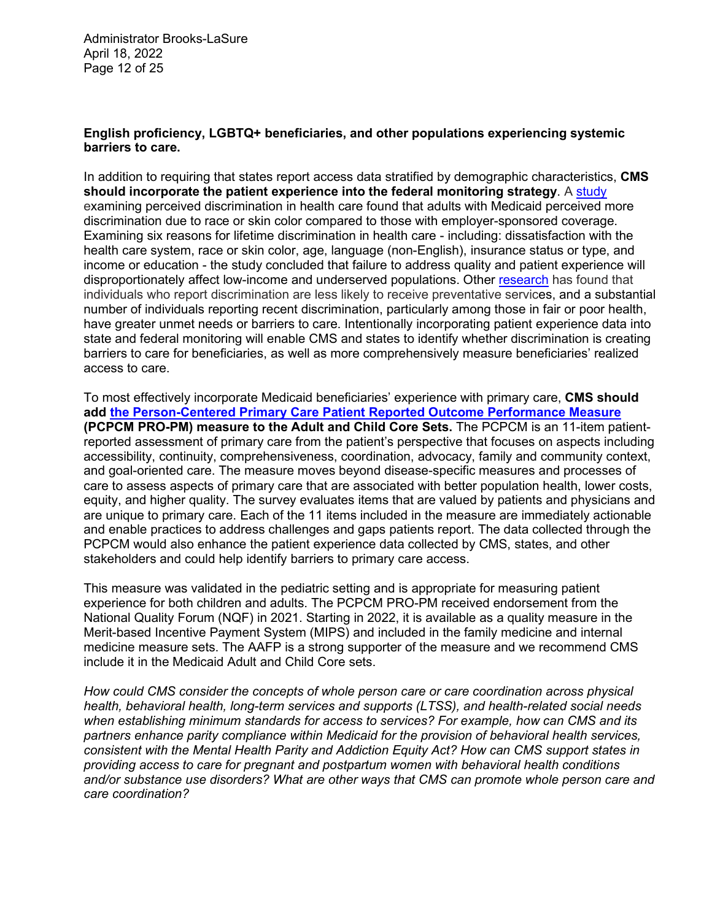**English proficiency, LGBTQ+ beneficiaries, and other populations experiencing systemic barriers to care.**

In addition to requiring that states report access data stratified by demographic characteristics, **CMS should incorporate the patient experience into the federal monitoring strategy**. A study examining perceived discrimination in health care found that adults with Medicaid perceived more discrimination due to race or skin color compared to those with employer-sponsored coverage. Examining six reasons for lifetime discrimination in health care - including: dissatisfaction with the health care system, race or skin color, age, language (non-English), insurance status or type, and income or education - the study concluded that failure to address quality and patient experience will disproportionately affect low-income and underserved populations. Other research has found that individuals who report discrimination are less likely to receive preventative services, and a substantial number of individuals reporting recent discrimination, particularly among those in fair or poor health, have greater unmet needs or barriers to care. Intentionally incorporating patient experience data into state and federal monitoring will enable CMS and states to identify whether discrimination is creating barriers to care for beneficiaries, as well as more comprehensively measure beneficiaries' realized access to care.

To most effectively incorporate Medicaid beneficiaries' experience with primary care, **CMS should add the Person-Centered Primary Care Patient Reported Outcome Performance Measure (PCPCM PRO-PM) measure to the Adult and Child Core Sets.** The PCPCM is an 11-item patient-reported assessment of primary care from the patient's perspective that focuses on aspects including accessibility, continuity, comprehensiveness, coordination, advocacy, family and community context, and goal-oriented care. The measure moves beyond disease-specific measures and processes of care to assess aspects of primary care that are associated with better population health, lower costs, equity, and higher quality. The survey evaluates items that are valued by patients and physicians and are unique to primary care. Each of the 11 items included in the measure are immediately actionable and enable practices to address challenges and gaps patients report. The data collected through the PCPCM would also enhance the patient experience data collected by CMS, states, and other stakeholders and could help identify barriers to primary care access.

This measure was validated in the pediatric setting and is appropriate for measuring patient experience for both children and adults. The PCPCM PRO-PM received endorsement from the National Quality Forum (NQF) in 2021. Starting in 2022, it is available as a quality measure in the Merit-based Incentive Payment System (MIPS) and included in the family medicine and internal medicine measure sets. The AAFP is a strong supporter of the measure and we recommend CMS include it in the Medicaid Adult and Child Core sets.

*How could CMS consider the concepts of whole person care or care coordination across physical health, behavioral health, long-term services and supports (LTSS), and health-related social needs when establishing minimum standards for access to services? For example, how can CMS and its partners enhance parity compliance within Medicaid for the provision of behavioral health services, consistent with the Mental Health Parity and Addiction Equity Act? How can CMS support states in providing access to care for pregnant and postpartum women with behavioral health conditions and/or substance use disorders? What are other ways that CMS can promote whole person care and care coordination?*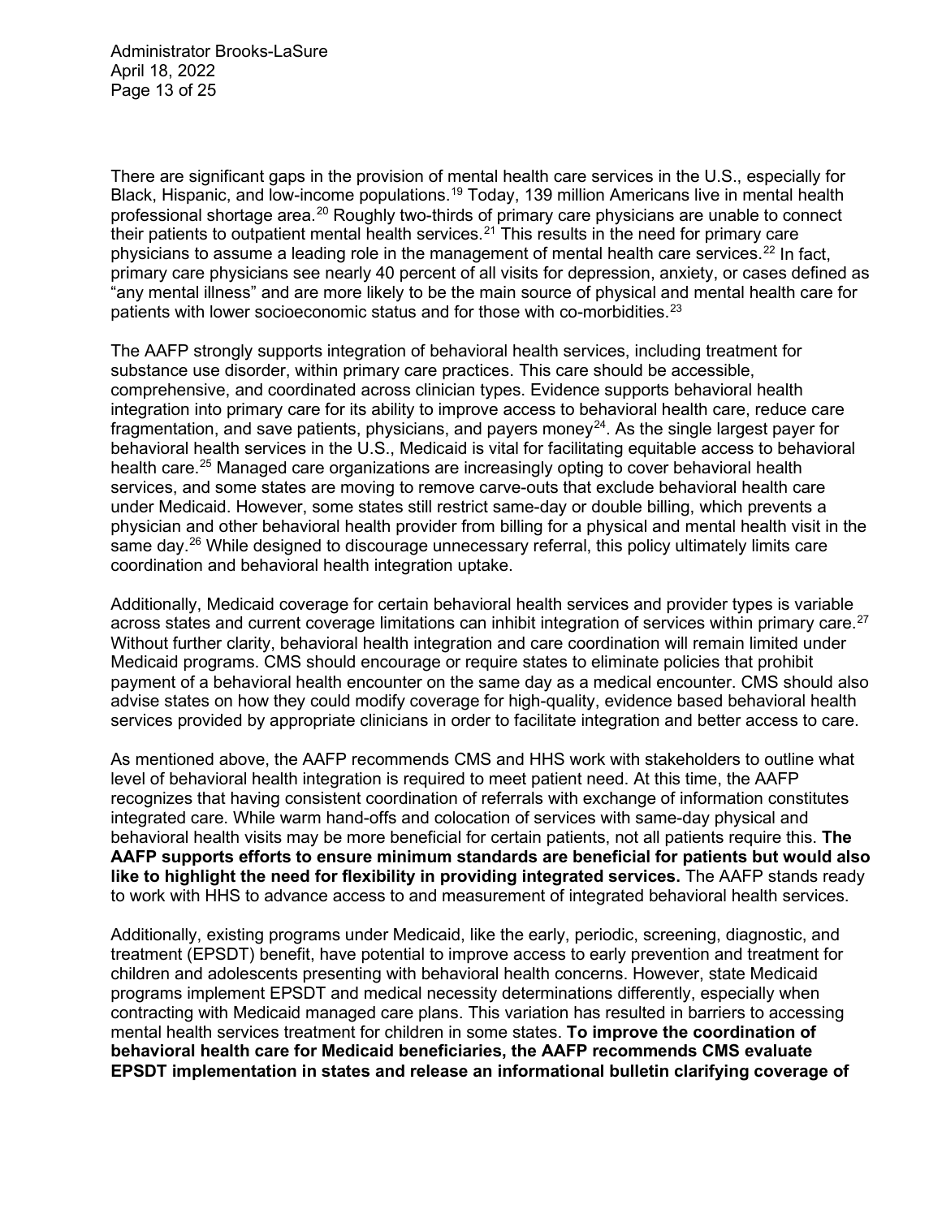There are significant gaps in the provision of mental health care services in the U.S., especially for Black, Hispanic, and low-income populations.[19] Today, 139 million Americans live in mental health professional shortage area.[20] Roughly two-thirds of primary care physicians are unable to connect their patients to outpatient mental health services.[21] This results in the need for primary care physicians to assume a leading role in the management of mental health care services.[22] In fact, primary care physicians see nearly 40 percent of all visits for depression, anxiety, or cases defined as "any mental illness" and are more likely to be the main source of physical and mental health care for patients with lower socioeconomic status and for those with co-morbidities.[23]

The AAFP strongly supports integration of behavioral health services, including treatment for substance use disorder, within primary care practices. This care should be accessible, comprehensive, and coordinated across clinician types. Evidence supports behavioral health integration into primary care for its ability to improve access to behavioral health care, reduce care fragmentation, and save patients, physicians, and payers money[24]. As the single largest payer for behavioral health services in the U.S., Medicaid is vital for facilitating equitable access to behavioral health care.[25] Managed care organizations are increasingly opting to cover behavioral health services, and some states are moving to remove carve-outs that exclude behavioral health care under Medicaid. However, some states still restrict same-day or double billing, which prevents a physician and other behavioral health provider from billing for a physical and mental health visit in the same day.[26] While designed to discourage unnecessary referral, this policy ultimately limits care coordination and behavioral health integration uptake.

Additionally, Medicaid coverage for certain behavioral health services and provider types is variable across states and current coverage limitations can inhibit integration of services within primary care.[27] Without further clarity, behavioral health integration and care coordination will remain limited under Medicaid programs. CMS should encourage or require states to eliminate policies that prohibit payment of a behavioral health encounter on the same day as a medical encounter. CMS should also advise states on how they could modify coverage for high-quality, evidence based behavioral health services provided by appropriate clinicians in order to facilitate integration and better access to care.

As mentioned above, the AAFP recommends CMS and HHS work with stakeholders to outline what level of behavioral health integration is required to meet patient need. At this time, the AAFP recognizes that having consistent coordination of referrals with exchange of information constitutes integrated care. While warm hand-offs and colocation of services with same-day physical and behavioral health visits may be more beneficial for certain patients, not all patients require this. **The AAFP supports efforts to ensure minimum standards are beneficial for patients but would also like to highlight the need for flexibility in providing integrated services.** The AAFP stands ready to work with HHS to advance access to and measurement of integrated behavioral health services.

Additionally, existing programs under Medicaid, like the early, periodic, screening, diagnostic, and treatment (EPSDT) benefit, have potential to improve access to early prevention and treatment for children and adolescents presenting with behavioral health concerns. However, state Medicaid programs implement EPSDT and medical necessity determinations differently, especially when contracting with Medicaid managed care plans. This variation has resulted in barriers to accessing mental health services treatment for children in some states. **To improve the coordination of behavioral health care for Medicaid beneficiaries, the AAFP recommends CMS evaluate EPSDT implementation in states and release an informational bulletin clarifying coverage of**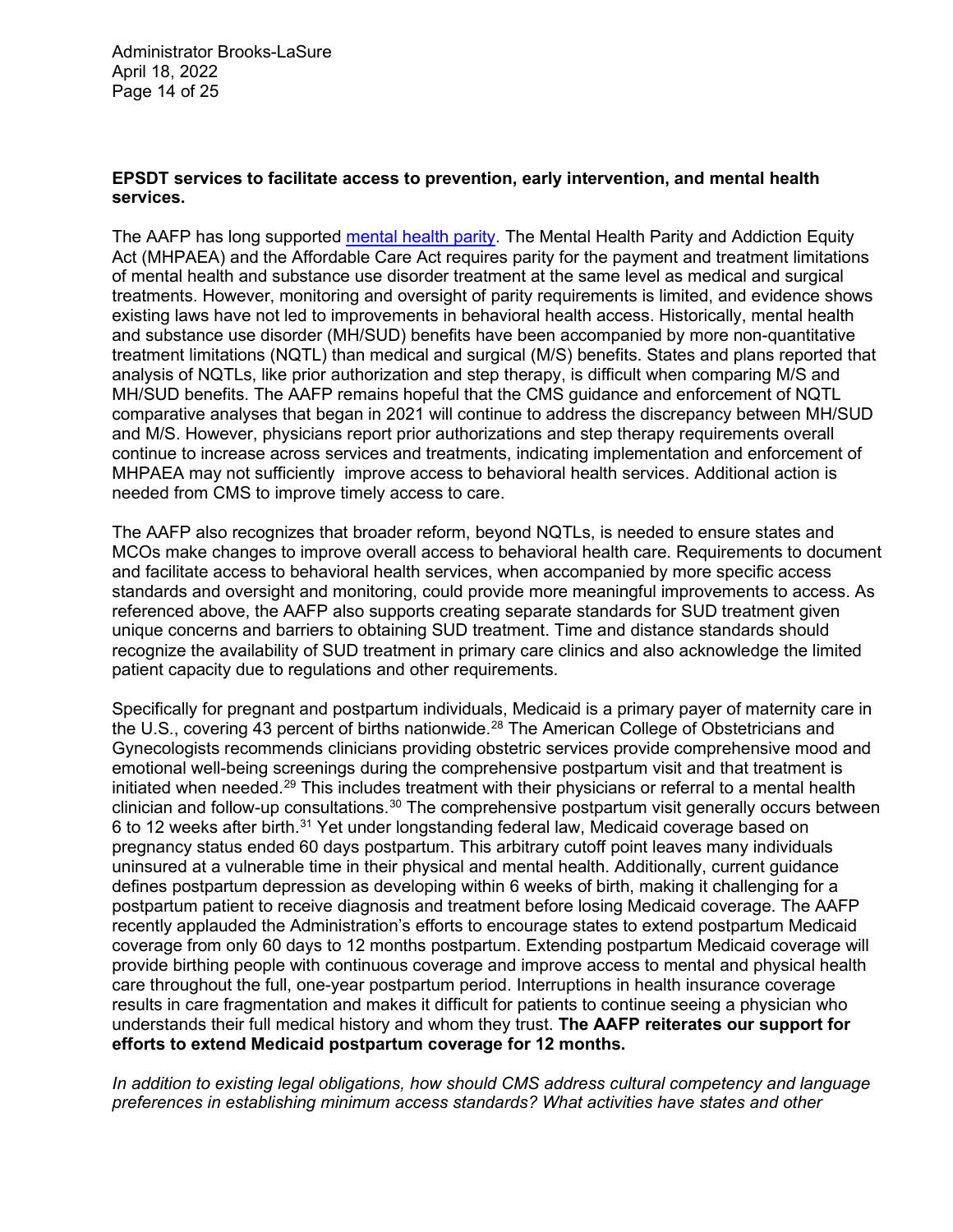**EPSDT services to facilitate access to prevention, early intervention, and mental health services.**

The AAFP has long supported mental health parity. The Mental Health Parity and Addiction Equity Act (MHPAEA) and the Affordable Care Act requires parity for the payment and treatment limitations of mental health and substance use disorder treatment at the same level as medical and surgical treatments. However, monitoring and oversight of parity requirements is limited, and evidence shows existing laws have not led to improvements in behavioral health access. Historically, mental health and substance use disorder (MH/SUD) benefits have been accompanied by more non-quantitative treatment limitations (NQTL) than medical and surgical (M/S) benefits. States and plans reported that analysis of NQTLs, like prior authorization and step therapy, is difficult when comparing M/S and MH/SUD benefits. The AAFP remains hopeful that the CMS guidance and enforcement of NQTL comparative analyses that began in 2021 will continue to address the discrepancy between MH/SUD and M/S. However, physicians report prior authorizations and step therapy requirements overall continue to increase across services and treatments, indicating implementation and enforcement of MHPAEA may not sufficiently improve access to behavioral health services. Additional action is needed from CMS to improve timely access to care.

The AAFP also recognizes that broader reform, beyond NQTLs, is needed to ensure states and MCOs make changes to improve overall access to behavioral health care. Requirements to document and facilitate access to behavioral health services, when accompanied by more specific access standards and oversight and monitoring, could provide more meaningful improvements to access. As referenced above, the AAFP also supports creating separate standards for SUD treatment given unique concerns and barriers to obtaining SUD treatment. Time and distance standards should recognize the availability of SUD treatment in primary care clinics and also acknowledge the limited patient capacity due to regulations and other requirements.

Specifically for pregnant and postpartum individuals, Medicaid is a primary payer of maternity care in the U.S., covering 43 percent of births nationwide.[28] The American College of Obstetricians and Gynecologists recommends clinicians providing obstetric services provide comprehensive mood and emotional well-being screenings during the comprehensive postpartum visit and that treatment is initiated when needed.[29] This includes treatment with their physicians or referral to a mental health clinician and follow-up consultations.[30] The comprehensive postpartum visit generally occurs between 6 to 12 weeks after birth.[31] Yet under longstanding federal law, Medicaid coverage based on pregnancy status ended 60 days postpartum. This arbitrary cutoff point leaves many individuals uninsured at a vulnerable time in their physical and mental health. Additionally, current guidance defines postpartum depression as developing within 6 weeks of birth, making it challenging for a postpartum patient to receive diagnosis and treatment before losing Medicaid coverage. The AAFP recently applauded the Administration's efforts to encourage states to extend postpartum Medicaid coverage from only 60 days to 12 months postpartum. Extending postpartum Medicaid coverage will provide birthing people with continuous coverage and improve access to mental and physical health care throughout the full, one-year postpartum period. Interruptions in health insurance coverage results in care fragmentation and makes it difficult for patients to continue seeing a physician who understands their full medical history and whom they trust. **The AAFP reiterates our support for efforts to extend Medicaid postpartum coverage for 12 months.**

*In addition to existing legal obligations, how should CMS address cultural competency and language preferences in establishing minimum access standards? What activities have states and other*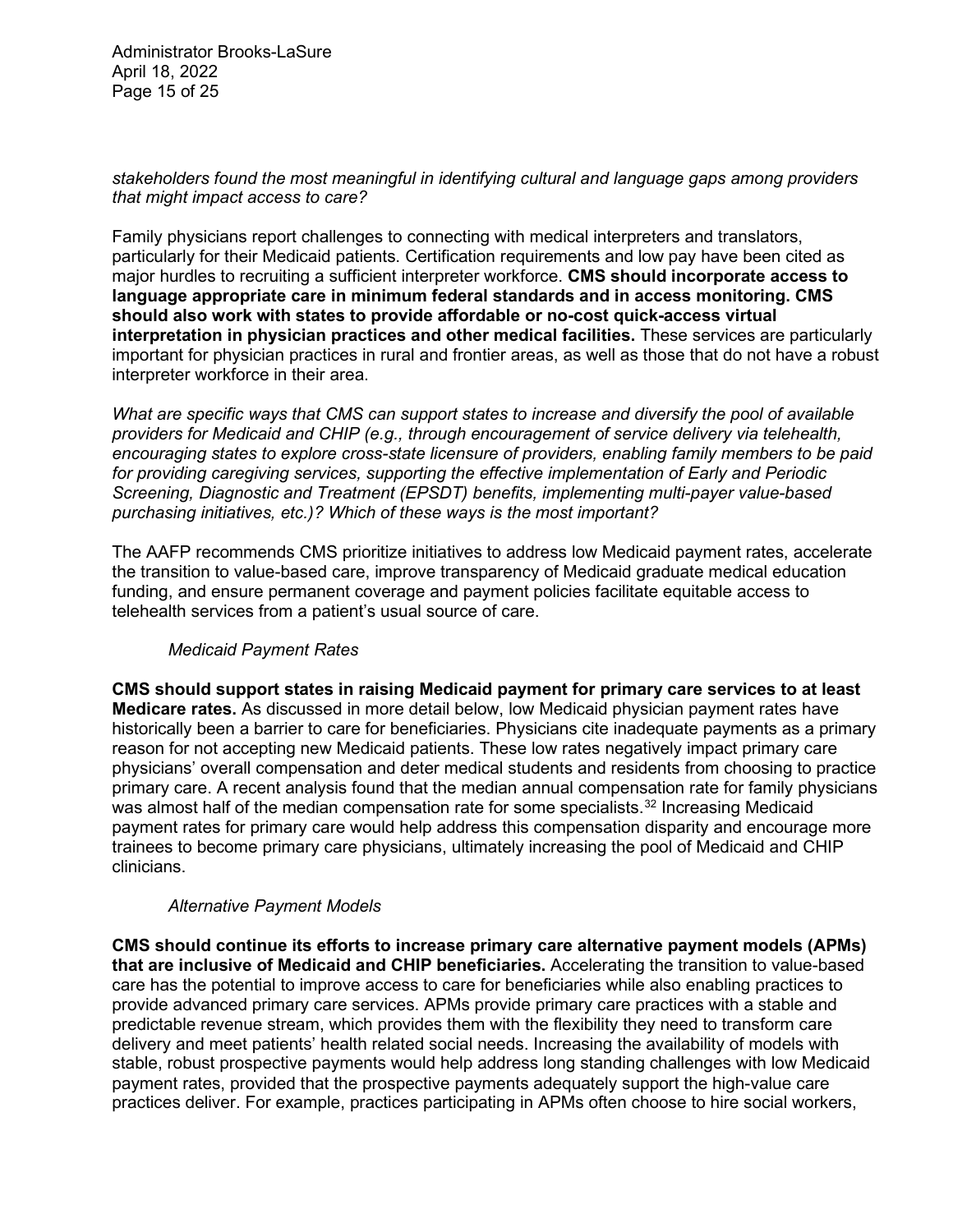*stakeholders found the most meaningful in identifying cultural and language gaps among providers that might impact access to care?*

Family physicians report challenges to connecting with medical interpreters and translators, particularly for their Medicaid patients. Certification requirements and low pay have been cited as major hurdles to recruiting a sufficient interpreter workforce. **CMS should incorporate access to language appropriate care in minimum federal standards and in access monitoring. CMS should also work with states to provide affordable or no-cost quick-access virtual interpretation in physician practices and other medical facilities.** These services are particularly important for physician practices in rural and frontier areas, as well as those that do not have a robust interpreter workforce in their area.

*What are specific ways that CMS can support states to increase and diversify the pool of available providers for Medicaid and CHIP (e.g., through encouragement of service delivery via telehealth, encouraging states to explore cross-state licensure of providers, enabling family members to be paid for providing caregiving services, supporting the effective implementation of Early and Periodic Screening, Diagnostic and Treatment (EPSDT) benefits, implementing multi-payer value-based purchasing initiatives, etc.)? Which of these ways is the most important?*

The AAFP recommends CMS prioritize initiatives to address low Medicaid payment rates, accelerate the transition to value-based care, improve transparency of Medicaid graduate medical education funding, and ensure permanent coverage and payment policies facilitate equitable access to telehealth services from a patient's usual source of care.

*Medicaid Payment Rates*

**CMS should support states in raising Medicaid payment for primary care services to at least Medicare rates.** As discussed in more detail below, low Medicaid physician payment rates have historically been a barrier to care for beneficiaries. Physicians cite inadequate payments as a primary reason for not accepting new Medicaid patients. These low rates negatively impact primary care physicians' overall compensation and deter medical students and residents from choosing to practice primary care. A recent analysis found that the median annual compensation rate for family physicians was almost half of the median compensation rate for some specialists.[32] Increasing Medicaid payment rates for primary care would help address this compensation disparity and encourage more trainees to become primary care physicians, ultimately increasing the pool of Medicaid and CHIP clinicians.

*Alternative Payment Models*

**CMS should continue its efforts to increase primary care alternative payment models (APMs) that are inclusive of Medicaid and CHIP beneficiaries.** Accelerating the transition to value-based care has the potential to improve access to care for beneficiaries while also enabling practices to provide advanced primary care services. APMs provide primary care practices with a stable and predictable revenue stream, which provides them with the flexibility they need to transform care delivery and meet patients' health related social needs. Increasing the availability of models with stable, robust prospective payments would help address long standing challenges with low Medicaid payment rates, provided that the prospective payments adequately support the high-value care practices deliver. For example, practices participating in APMs often choose to hire social workers,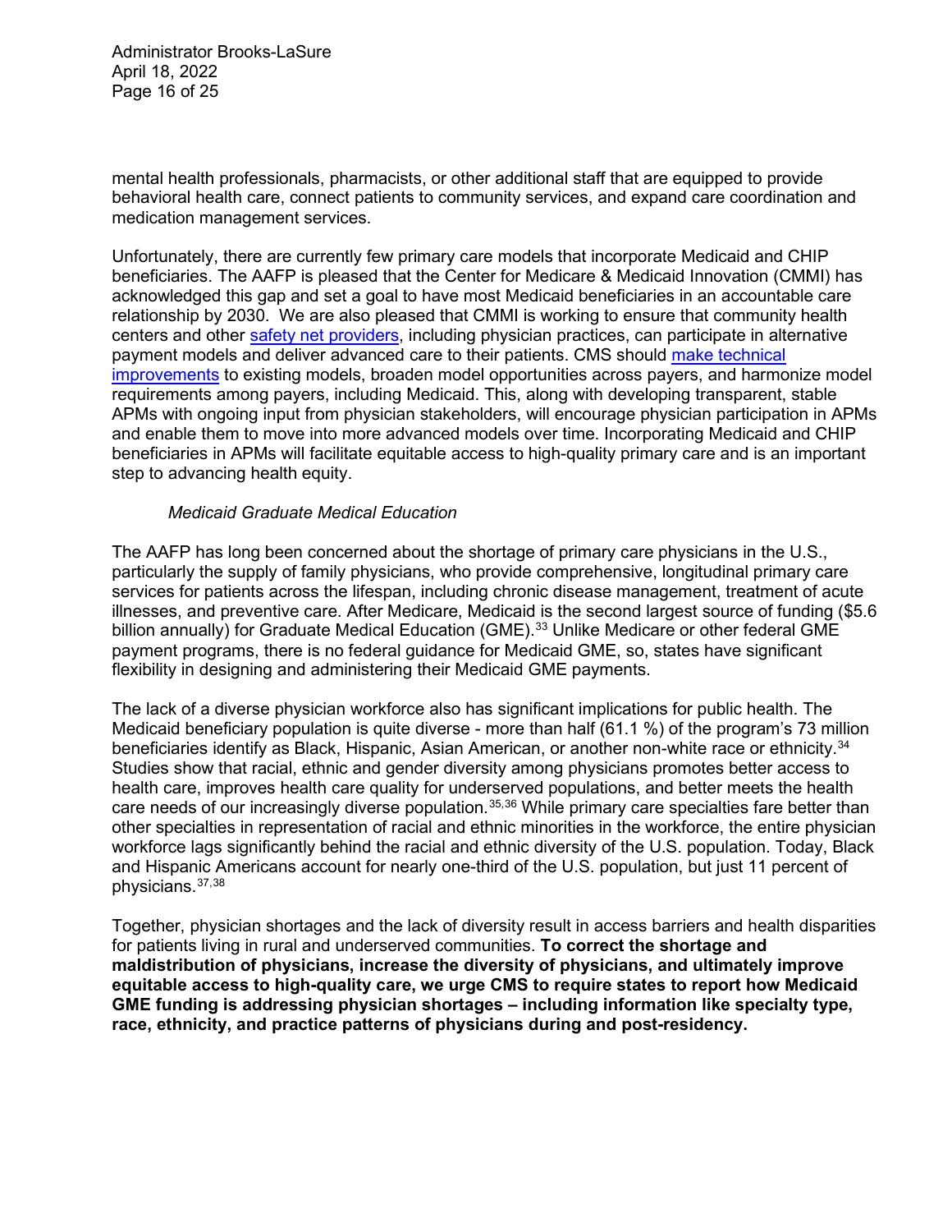mental health professionals, pharmacists, or other additional staff that are equipped to provide behavioral health care, connect patients to community services, and expand care coordination and medication management services.

Unfortunately, there are currently few primary care models that incorporate Medicaid and CHIP beneficiaries. The AAFP is pleased that the Center for Medicare & Medicaid Innovation (CMMI) has acknowledged this gap and set a goal to have most Medicaid beneficiaries in an accountable care relationship by 2030. We are also pleased that CMMI is working to ensure that community health centers and other safety net providers, including physician practices, can participate in alternative payment models and deliver advanced care to their patients. CMS should make technical improvements to existing models, broaden model opportunities across payers, and harmonize model requirements among payers, including Medicaid. This, along with developing transparent, stable APMs with ongoing input from physician stakeholders, will encourage physician participation in APMs and enable them to move into more advanced models over time. Incorporating Medicaid and CHIP beneficiaries in APMs will facilitate equitable access to high-quality primary care and is an important step to advancing health equity.

*Medicaid Graduate Medical Education*

The AAFP has long been concerned about the shortage of primary care physicians in the U.S., particularly the supply of family physicians, who provide comprehensive, longitudinal primary care services for patients across the lifespan, including chronic disease management, treatment of acute illnesses, and preventive care. After Medicare, Medicaid is the second largest source of funding ($5.6 billion annually) for Graduate Medical Education (GME).[33] Unlike Medicare or other federal GME payment programs, there is no federal guidance for Medicaid GME, so, states have significant flexibility in designing and administering their Medicaid GME payments.

The lack of a diverse physician workforce also has significant implications for public health. The Medicaid beneficiary population is quite diverse - more than half (61.1 %) of the program's 73 million beneficiaries identify as Black, Hispanic, Asian American, or another non-white race or ethnicity.[34] Studies show that racial, ethnic and gender diversity among physicians promotes better access to health care, improves health care quality for underserved populations, and better meets the health care needs of our increasingly diverse population.[35,36] While primary care specialties fare better than other specialties in representation of racial and ethnic minorities in the workforce, the entire physician workforce lags significantly behind the racial and ethnic diversity of the U.S. population. Today, Black and Hispanic Americans account for nearly one-third of the U.S. population, but just 11 percent of physicians.[37,38]

Together, physician shortages and the lack of diversity result in access barriers and health disparities for patients living in rural and underserved communities. **To correct the shortage and maldistribution of physicians, increase the diversity of physicians, and ultimately improve equitable access to high-quality care, we urge CMS to require states to report how Medicaid GME funding is addressing physician shortages – including information like specialty type, race, ethnicity, and practice patterns of physicians during and post-residency.**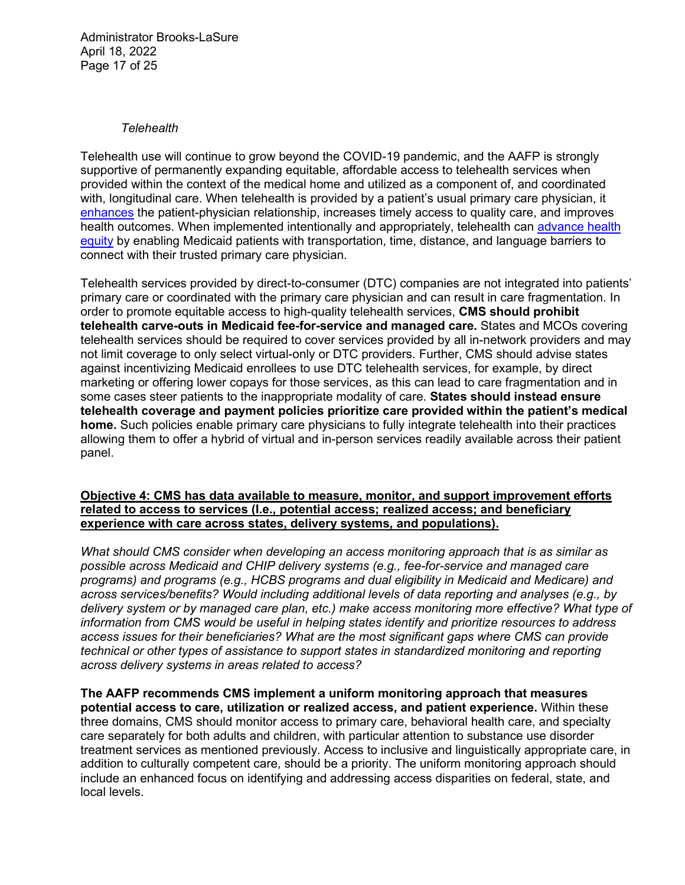*Telehealth*

Telehealth use will continue to grow beyond the COVID-19 pandemic, and the AAFP is strongly supportive of permanently expanding equitable, affordable access to telehealth services when provided within the context of the medical home and utilized as a component of, and coordinated with, longitudinal care. When telehealth is provided by a patient's usual primary care physician, it enhances the patient-physician relationship, increases timely access to quality care, and improves health outcomes. When implemented intentionally and appropriately, telehealth can advance health equity by enabling Medicaid patients with transportation, time, distance, and language barriers to connect with their trusted primary care physician.

Telehealth services provided by direct-to-consumer (DTC) companies are not integrated into patients' primary care or coordinated with the primary care physician and can result in care fragmentation. In order to promote equitable access to high-quality telehealth services, **CMS should prohibit telehealth carve-outs in Medicaid fee-for-service and managed care.** States and MCOs covering telehealth services should be required to cover services provided by all in-network providers and may not limit coverage to only select virtual-only or DTC providers. Further, CMS should advise states against incentivizing Medicaid enrollees to use DTC telehealth services, for example, by direct marketing or offering lower copays for those services, as this can lead to care fragmentation and in some cases steer patients to the inappropriate modality of care. **States should instead ensure telehealth coverage and payment policies prioritize care provided within the patient's medical home.** Such policies enable primary care physicians to fully integrate telehealth into their practices allowing them to offer a hybrid of virtual and in-person services readily available across their patient panel.

**Objective 4: CMS has data available to measure, monitor, and support improvement efforts related to access to services (I.e., potential access; realized access; and beneficiary experience with care across states, delivery systems, and populations).**

*What should CMS consider when developing an access monitoring approach that is as similar as possible across Medicaid and CHIP delivery systems (e.g., fee-for-service and managed care programs) and programs (e.g., HCBS programs and dual eligibility in Medicaid and Medicare) and across services/benefits? Would including additional levels of data reporting and analyses (e.g., by delivery system or by managed care plan, etc.) make access monitoring more effective? What type of information from CMS would be useful in helping states identify and prioritize resources to address access issues for their beneficiaries? What are the most significant gaps where CMS can provide technical or other types of assistance to support states in standardized monitoring and reporting across delivery systems in areas related to access?*

**The AAFP recommends CMS implement a uniform monitoring approach that measures potential access to care, utilization or realized access, and patient experience.** Within these three domains, CMS should monitor access to primary care, behavioral health care, and specialty care separately for both adults and children, with particular attention to substance use disorder treatment services as mentioned previously. Access to inclusive and linguistically appropriate care, in addition to culturally competent care, should be a priority. The uniform monitoring approach should include an enhanced focus on identifying and addressing access disparities on federal, state, and local levels.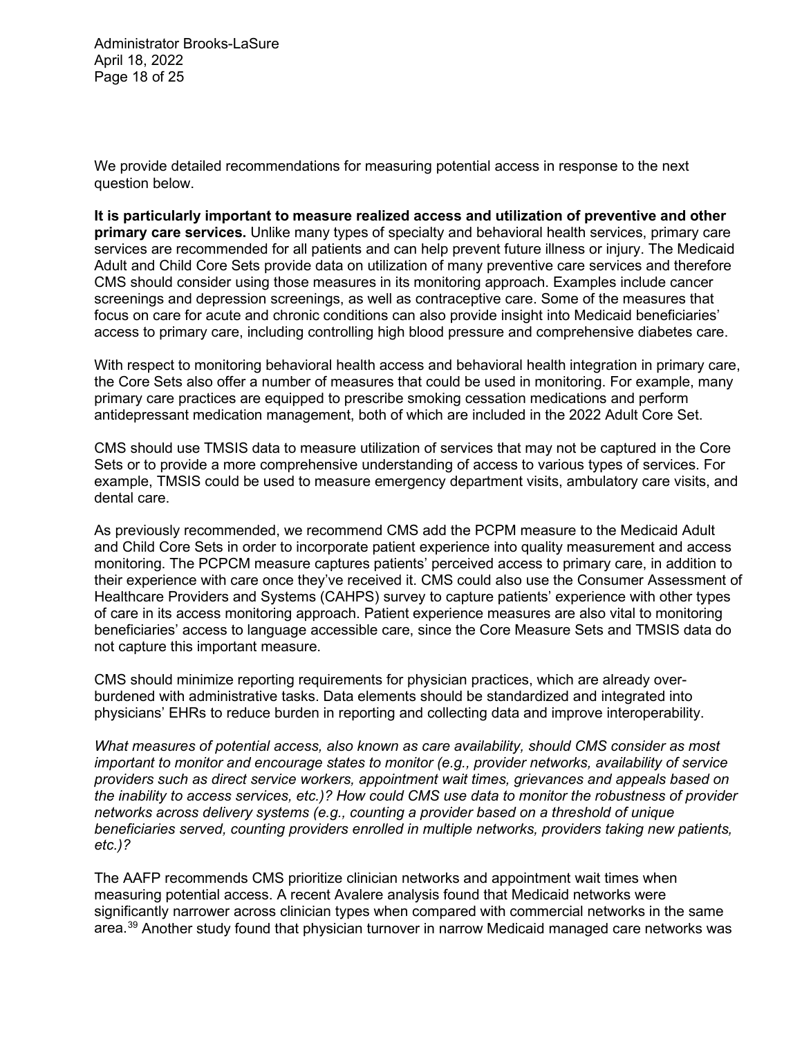We provide detailed recommendations for measuring potential access in response to the next question below.

**It is particularly important to measure realized access and utilization of preventive and other primary care services.** Unlike many types of specialty and behavioral health services, primary care services are recommended for all patients and can help prevent future illness or injury. The Medicaid Adult and Child Core Sets provide data on utilization of many preventive care services and therefore CMS should consider using those measures in its monitoring approach. Examples include cancer screenings and depression screenings, as well as contraceptive care. Some of the measures that focus on care for acute and chronic conditions can also provide insight into Medicaid beneficiaries' access to primary care, including controlling high blood pressure and comprehensive diabetes care.

With respect to monitoring behavioral health access and behavioral health integration in primary care, the Core Sets also offer a number of measures that could be used in monitoring. For example, many primary care practices are equipped to prescribe smoking cessation medications and perform antidepressant medication management, both of which are included in the 2022 Adult Core Set.

CMS should use TMSIS data to measure utilization of services that may not be captured in the Core Sets or to provide a more comprehensive understanding of access to various types of services. For example, TMSIS could be used to measure emergency department visits, ambulatory care visits, and dental care.

As previously recommended, we recommend CMS add the PCPM measure to the Medicaid Adult and Child Core Sets in order to incorporate patient experience into quality measurement and access monitoring. The PCPCM measure captures patients' perceived access to primary care, in addition to their experience with care once they've received it. CMS could also use the Consumer Assessment of Healthcare Providers and Systems (CAHPS) survey to capture patients' experience with other types of care in its access monitoring approach. Patient experience measures are also vital to monitoring beneficiaries' access to language accessible care, since the Core Measure Sets and TMSIS data do not capture this important measure.

CMS should minimize reporting requirements for physician practices, which are already over-burdened with administrative tasks. Data elements should be standardized and integrated into physicians' EHRs to reduce burden in reporting and collecting data and improve interoperability.

*What measures of potential access, also known as care availability, should CMS consider as most important to monitor and encourage states to monitor (e.g., provider networks, availability of service providers such as direct service workers, appointment wait times, grievances and appeals based on the inability to access services, etc.)? How could CMS use data to monitor the robustness of provider networks across delivery systems (e.g., counting a provider based on a threshold of unique beneficiaries served, counting providers enrolled in multiple networks, providers taking new patients, etc.)?*

The AAFP recommends CMS prioritize clinician networks and appointment wait times when measuring potential access. A recent Avalere analysis found that Medicaid networks were significantly narrower across clinician types when compared with commercial networks in the same area.[39] Another study found that physician turnover in narrow Medicaid managed care networks was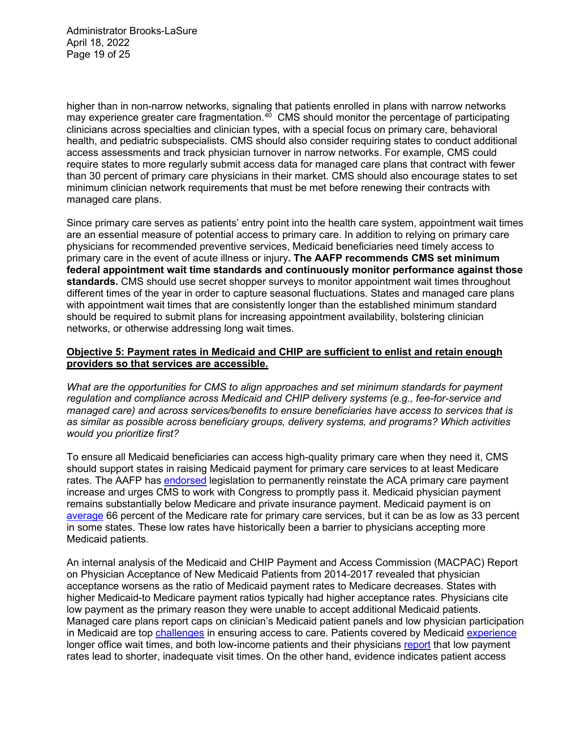higher than in non-narrow networks, signaling that patients enrolled in plans with narrow networks may experience greater care fragmentation.[40] CMS should monitor the percentage of participating clinicians across specialties and clinician types, with a special focus on primary care, behavioral health, and pediatric subspecialists. CMS should also consider requiring states to conduct additional access assessments and track physician turnover in narrow networks. For example, CMS could require states to more regularly submit access data for managed care plans that contract with fewer than 30 percent of primary care physicians in their market. CMS should also encourage states to set minimum clinician network requirements that must be met before renewing their contracts with managed care plans.

Since primary care serves as patients' entry point into the health care system, appointment wait times are an essential measure of potential access to primary care. In addition to relying on primary care physicians for recommended preventive services, Medicaid beneficiaries need timely access to primary care in the event of acute illness or injury**. The AAFP recommends CMS set minimum federal appointment wait time standards and continuously monitor performance against those standards.** CMS should use secret shopper surveys to monitor appointment wait times throughout different times of the year in order to capture seasonal fluctuations. States and managed care plans with appointment wait times that are consistently longer than the established minimum standard should be required to submit plans for increasing appointment availability, bolstering clinician networks, or otherwise addressing long wait times.

**Objective 5: Payment rates in Medicaid and CHIP are sufficient to enlist and retain enough providers so that services are accessible.**

*What are the opportunities for CMS to align approaches and set minimum standards for payment regulation and compliance across Medicaid and CHIP delivery systems (e.g., fee-for-service and managed care) and across services/benefits to ensure beneficiaries have access to services that is as similar as possible across beneficiary groups, delivery systems, and programs? Which activities would you prioritize first?*

To ensure all Medicaid beneficiaries can access high-quality primary care when they need it, CMS should support states in raising Medicaid payment for primary care services to at least Medicare rates. The AAFP has endorsed legislation to permanently reinstate the ACA primary care payment increase and urges CMS to work with Congress to promptly pass it. Medicaid physician payment remains substantially below Medicare and private insurance payment. Medicaid payment is on average 66 percent of the Medicare rate for primary care services, but it can be as low as 33 percent in some states. These low rates have historically been a barrier to physicians accepting more Medicaid patients.

An internal analysis of the Medicaid and CHIP Payment and Access Commission (MACPAC) Report on Physician Acceptance of New Medicaid Patients from 2014-2017 revealed that physician acceptance worsens as the ratio of Medicaid payment rates to Medicare decreases. States with higher Medicaid-to Medicare payment ratios typically had higher acceptance rates. Physicians cite low payment as the primary reason they were unable to accept additional Medicaid patients. Managed care plans report caps on clinician's Medicaid patient panels and low physician participation in Medicaid are top challenges in ensuring access to care. Patients covered by Medicaid experience longer office wait times, and both low-income patients and their physicians report that low payment rates lead to shorter, inadequate visit times. On the other hand, evidence indicates patient access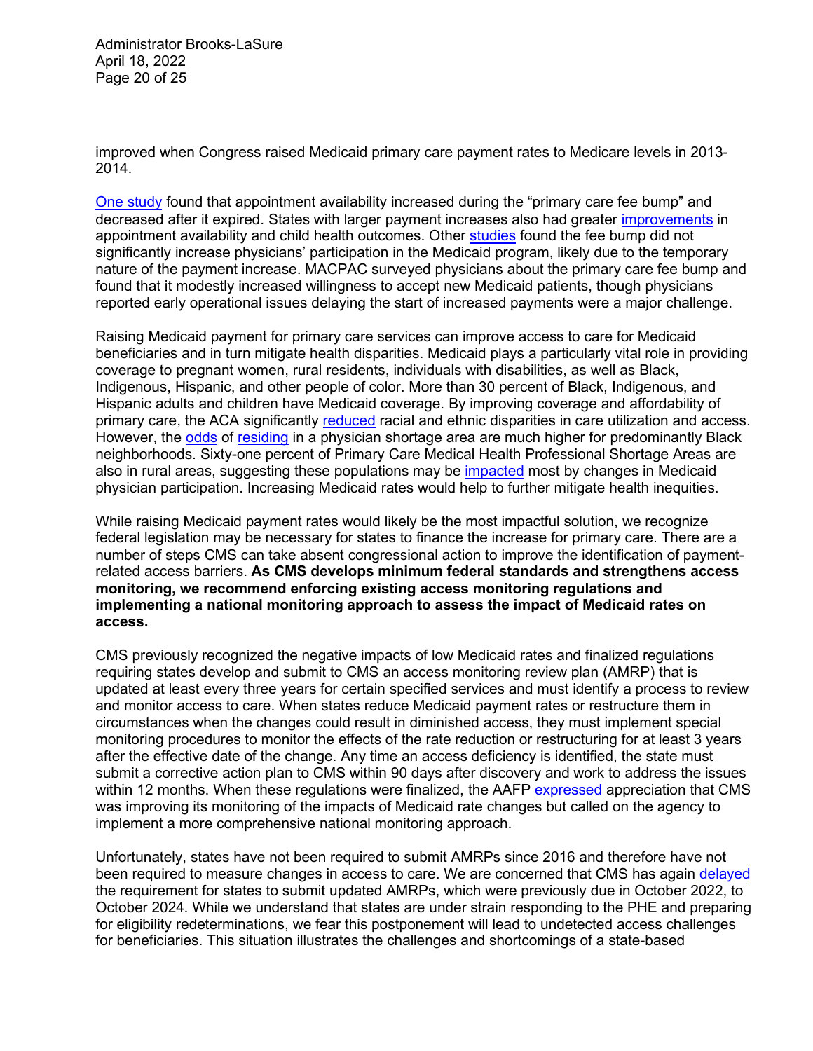improved when Congress raised Medicaid primary care payment rates to Medicare levels in 2013-2014.

One study found that appointment availability increased during the "primary care fee bump" and decreased after it expired. States with larger payment increases also had greater improvements in appointment availability and child health outcomes. Other studies found the fee bump did not significantly increase physicians' participation in the Medicaid program, likely due to the temporary nature of the payment increase. MACPAC surveyed physicians about the primary care fee bump and found that it modestly increased willingness to accept new Medicaid patients, though physicians reported early operational issues delaying the start of increased payments were a major challenge.

Raising Medicaid payment for primary care services can improve access to care for Medicaid beneficiaries and in turn mitigate health disparities. Medicaid plays a particularly vital role in providing coverage to pregnant women, rural residents, individuals with disabilities, as well as Black, Indigenous, Hispanic, and other people of color. More than 30 percent of Black, Indigenous, and Hispanic adults and children have Medicaid coverage. By improving coverage and affordability of primary care, the ACA significantly reduced racial and ethnic disparities in care utilization and access. However, the odds of residing in a physician shortage area are much higher for predominantly Black neighborhoods. Sixty-one percent of Primary Care Medical Health Professional Shortage Areas are also in rural areas, suggesting these populations may be impacted most by changes in Medicaid physician participation. Increasing Medicaid rates would help to further mitigate health inequities.

While raising Medicaid payment rates would likely be the most impactful solution, we recognize federal legislation may be necessary for states to finance the increase for primary care. There are a number of steps CMS can take absent congressional action to improve the identification of payment-related access barriers. **As CMS develops minimum federal standards and strengthens access monitoring, we recommend enforcing existing access monitoring regulations and implementing a national monitoring approach to assess the impact of Medicaid rates on access.**

CMS previously recognized the negative impacts of low Medicaid rates and finalized regulations requiring states develop and submit to CMS an access monitoring review plan (AMRP) that is updated at least every three years for certain specified services and must identify a process to review and monitor access to care. When states reduce Medicaid payment rates or restructure them in circumstances when the changes could result in diminished access, they must implement special monitoring procedures to monitor the effects of the rate reduction or restructuring for at least 3 years after the effective date of the change. Any time an access deficiency is identified, the state must submit a corrective action plan to CMS within 90 days after discovery and work to address the issues within 12 months. When these regulations were finalized, the AAFP expressed appreciation that CMS was improving its monitoring of the impacts of Medicaid rate changes but called on the agency to implement a more comprehensive national monitoring approach.

Unfortunately, states have not been required to submit AMRPs since 2016 and therefore have not been required to measure changes in access to care. We are concerned that CMS has again delayed the requirement for states to submit updated AMRPs, which were previously due in October 2022, to October 2024. While we understand that states are under strain responding to the PHE and preparing for eligibility redeterminations, we fear this postponement will lead to undetected access challenges for beneficiaries. This situation illustrates the challenges and shortcomings of a state-based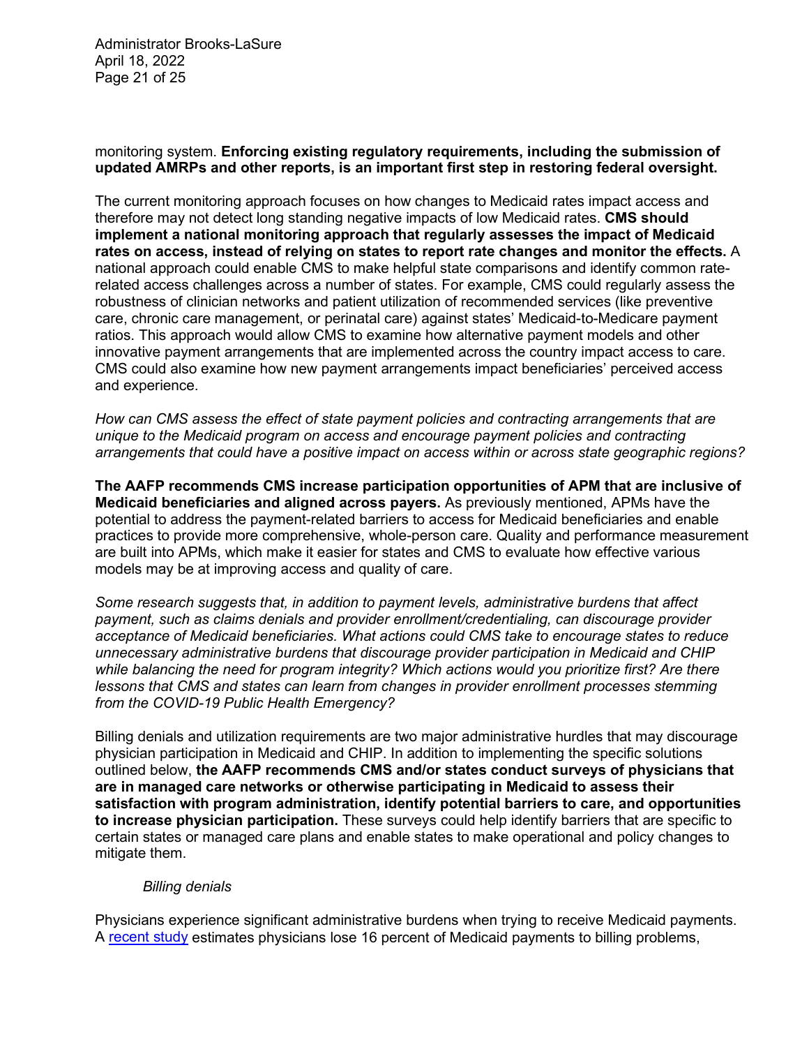monitoring system. **Enforcing existing regulatory requirements, including the submission of updated AMRPs and other reports, is an important first step in restoring federal oversight.**

The current monitoring approach focuses on how changes to Medicaid rates impact access and therefore may not detect long standing negative impacts of low Medicaid rates. **CMS should implement a national monitoring approach that regularly assesses the impact of Medicaid rates on access, instead of relying on states to report rate changes and monitor the effects.** A national approach could enable CMS to make helpful state comparisons and identify common rate-related access challenges across a number of states. For example, CMS could regularly assess the robustness of clinician networks and patient utilization of recommended services (like preventive care, chronic care management, or perinatal care) against states' Medicaid-to-Medicare payment ratios. This approach would allow CMS to examine how alternative payment models and other innovative payment arrangements that are implemented across the country impact access to care. CMS could also examine how new payment arrangements impact beneficiaries' perceived access and experience.

*How can CMS assess the effect of state payment policies and contracting arrangements that are unique to the Medicaid program on access and encourage payment policies and contracting arrangements that could have a positive impact on access within or across state geographic regions?*

**The AAFP recommends CMS increase participation opportunities of APM that are inclusive of Medicaid beneficiaries and aligned across payers.** As previously mentioned, APMs have the potential to address the payment-related barriers to access for Medicaid beneficiaries and enable practices to provide more comprehensive, whole-person care. Quality and performance measurement are built into APMs, which make it easier for states and CMS to evaluate how effective various models may be at improving access and quality of care.

*Some research suggests that, in addition to payment levels, administrative burdens that affect payment, such as claims denials and provider enrollment/credentialing, can discourage provider acceptance of Medicaid beneficiaries. What actions could CMS take to encourage states to reduce unnecessary administrative burdens that discourage provider participation in Medicaid and CHIP while balancing the need for program integrity? Which actions would you prioritize first? Are there lessons that CMS and states can learn from changes in provider enrollment processes stemming from the COVID-19 Public Health Emergency?*

Billing denials and utilization requirements are two major administrative hurdles that may discourage physician participation in Medicaid and CHIP. In addition to implementing the specific solutions outlined below, **the AAFP recommends CMS and/or states conduct surveys of physicians that are in managed care networks or otherwise participating in Medicaid to assess their satisfaction with program administration, identify potential barriers to care, and opportunities to increase physician participation.** These surveys could help identify barriers that are specific to certain states or managed care plans and enable states to make operational and policy changes to mitigate them.

*Billing denials*

Physicians experience significant administrative burdens when trying to receive Medicaid payments. A recent study estimates physicians lose 16 percent of Medicaid payments to billing problems,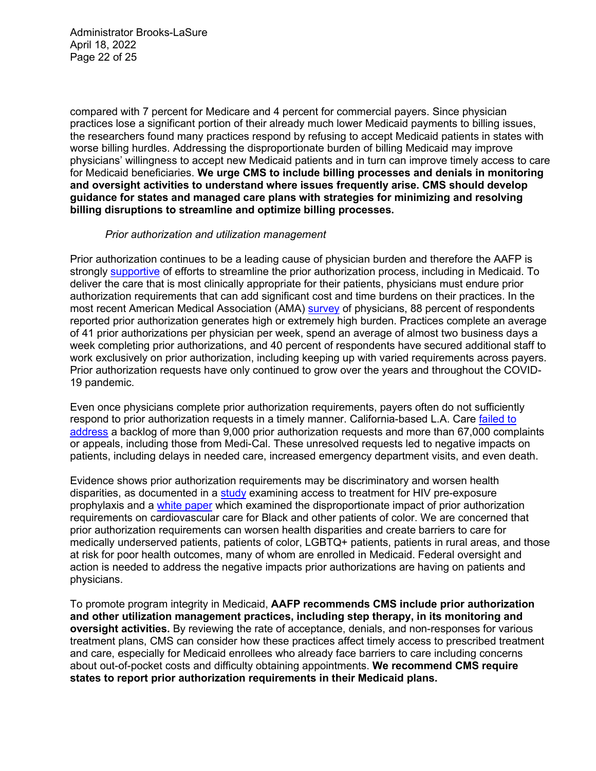compared with 7 percent for Medicare and 4 percent for commercial payers. Since physician practices lose a significant portion of their already much lower Medicaid payments to billing issues, the researchers found many practices respond by refusing to accept Medicaid patients in states with worse billing hurdles. Addressing the disproportionate burden of billing Medicaid may improve physicians' willingness to accept new Medicaid patients and in turn can improve timely access to care for Medicaid beneficiaries. **We urge CMS to include billing processes and denials in monitoring and oversight activities to understand where issues frequently arise. CMS should develop guidance for states and managed care plans with strategies for minimizing and resolving billing disruptions to streamline and optimize billing processes.**

*Prior authorization and utilization management*

Prior authorization continues to be a leading cause of physician burden and therefore the AAFP is strongly supportive of efforts to streamline the prior authorization process, including in Medicaid. To deliver the care that is most clinically appropriate for their patients, physicians must endure prior authorization requirements that can add significant cost and time burdens on their practices. In the most recent American Medical Association (AMA) survey of physicians, 88 percent of respondents reported prior authorization generates high or extremely high burden. Practices complete an average of 41 prior authorizations per physician per week, spend an average of almost two business days a week completing prior authorizations, and 40 percent of respondents have secured additional staff to work exclusively on prior authorization, including keeping up with varied requirements across payers. Prior authorization requests have only continued to grow over the years and throughout the COVID-19 pandemic.

Even once physicians complete prior authorization requirements, payers often do not sufficiently respond to prior authorization requests in a timely manner. California-based L.A. Care failed to address a backlog of more than 9,000 prior authorization requests and more than 67,000 complaints or appeals, including those from Medi-Cal. These unresolved requests led to negative impacts on patients, including delays in needed care, increased emergency department visits, and even death.

Evidence shows prior authorization requirements may be discriminatory and worsen health disparities, as documented in a study examining access to treatment for HIV pre-exposure prophylaxis and a white paper which examined the disproportionate impact of prior authorization requirements on cardiovascular care for Black and other patients of color. We are concerned that prior authorization requirements can worsen health disparities and create barriers to care for medically underserved patients, patients of color, LGBTQ+ patients, patients in rural areas, and those at risk for poor health outcomes, many of whom are enrolled in Medicaid. Federal oversight and action is needed to address the negative impacts prior authorizations are having on patients and physicians.

To promote program integrity in Medicaid, **AAFP recommends CMS include prior authorization and other utilization management practices, including step therapy, in its monitoring and oversight activities.** By reviewing the rate of acceptance, denials, and non-responses for various treatment plans, CMS can consider how these practices affect timely access to prescribed treatment and care, especially for Medicaid enrollees who already face barriers to care including concerns about out-of-pocket costs and difficulty obtaining appointments. **We recommend CMS require states to report prior authorization requirements in their Medicaid plans.**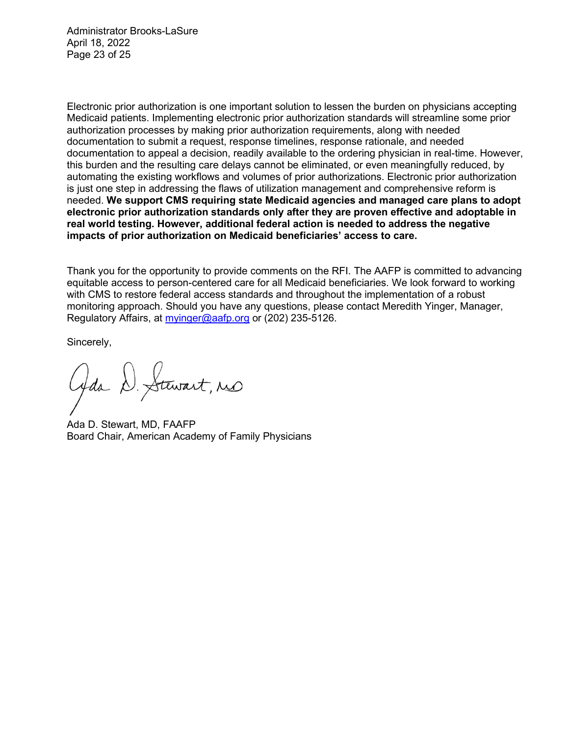Electronic prior authorization is one important solution to lessen the burden on physicians accepting Medicaid patients. Implementing electronic prior authorization standards will streamline some prior authorization processes by making prior authorization requirements, along with needed documentation to submit a request, response timelines, response rationale, and needed documentation to appeal a decision, readily available to the ordering physician in real-time. However, this burden and the resulting care delays cannot be eliminated, or even meaningfully reduced, by automating the existing workflows and volumes of prior authorizations. Electronic prior authorization is just one step in addressing the flaws of utilization management and comprehensive reform is needed. **We support CMS requiring state Medicaid agencies and managed care plans to adopt electronic prior authorization standards only after they are proven effective and adoptable in real world testing. However, additional federal action is needed to address the negative impacts of prior authorization on Medicaid beneficiaries' access to care.**

Thank you for the opportunity to provide comments on the RFI. The AAFP is committed to advancing equitable access to person-centered care for all Medicaid beneficiaries. We look forward to working with CMS to restore federal access standards and throughout the implementation of a robust monitoring approach. Should you have any questions, please contact Meredith Yinger, Manager, Regulatory Affairs, at [myinger@aafp.org](mailto:myinger@aafp.org) or (202) 235-5126.

Sincerely,

Ada D. Stewart, MD

Ada D. Stewart, MD, FAAFP
Board Chair, American Academy of Family Physicians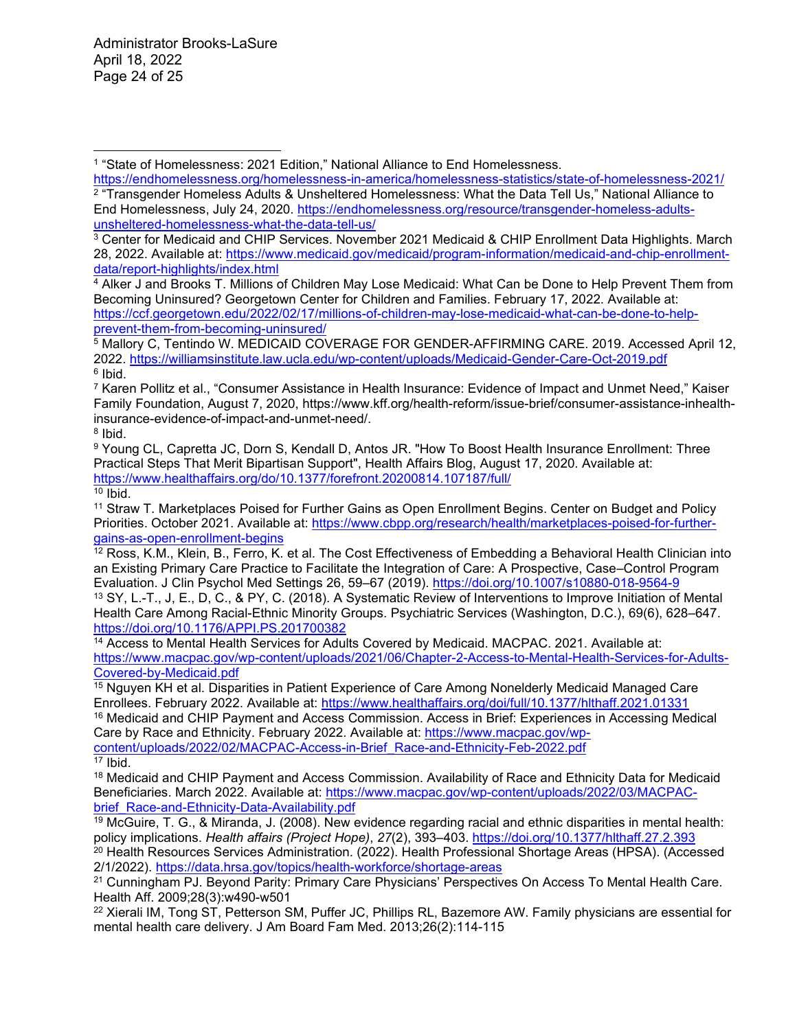[1] "State of Homelessness: 2021 Edition," National Alliance to End Homelessness. https://endhomelessness.org/homelessness-in-america/homelessness-statistics/state-of-homelessness-2021/

[2] "Transgender Homeless Adults & Unsheltered Homelessness: What the Data Tell Us," National Alliance to End Homelessness, July 24, 2020. https://endhomelessness.org/resource/transgender-homeless-adults-unsheltered-homelessness-what-the-data-tell-us/

[3] Center for Medicaid and CHIP Services. November 2021 Medicaid & CHIP Enrollment Data Highlights. March 28, 2022. Available at: https://www.medicaid.gov/medicaid/program-information/medicaid-and-chip-enrollment-data/report-highlights/index.html

[4] Alker J and Brooks T. Millions of Children May Lose Medicaid: What Can be Done to Help Prevent Them from Becoming Uninsured? Georgetown Center for Children and Families. February 17, 2022. Available at: https://ccf.georgetown.edu/2022/02/17/millions-of-children-may-lose-medicaid-what-can-be-done-to-help-prevent-them-from-becoming-uninsured/

[5] Mallory C, Tentindo W. MEDICAID COVERAGE FOR GENDER-AFFIRMING CARE. 2019. Accessed April 12, 2022. https://williamsinstitute.law.ucla.edu/wp-content/uploads/Medicaid-Gender-Care-Oct-2019.pdf

[6] Ibid.

[7] Karen Pollitz et al., "Consumer Assistance in Health Insurance: Evidence of Impact and Unmet Need," Kaiser Family Foundation, August 7, 2020, https://www.kff.org/health-reform/issue-brief/consumer-assistance-inhealth-insurance-evidence-of-impact-and-unmet-need/.

[8] Ibid.

[9] Young CL, Capretta JC, Dorn S, Kendall D, Antos JR. "How To Boost Health Insurance Enrollment: Three Practical Steps That Merit Bipartisan Support", Health Affairs Blog, August 17, 2020. Available at: https://www.healthaffairs.org/do/10.1377/forefront.20200814.107187/full/

[10] Ibid.

[11] Straw T. Marketplaces Poised for Further Gains as Open Enrollment Begins. Center on Budget and Policy Priorities. October 2021. Available at: https://www.cbpp.org/research/health/marketplaces-poised-for-further-gains-as-open-enrollment-begins

[12] Ross, K.M., Klein, B., Ferro, K. et al. The Cost Effectiveness of Embedding a Behavioral Health Clinician into an Existing Primary Care Practice to Facilitate the Integration of Care: A Prospective, Case–Control Program Evaluation. J Clin Psychol Med Settings 26, 59–67 (2019). https://doi.org/10.1007/s10880-018-9564-9

[13] SY, L.-T., J, E., D, C., & PY, C. (2018). A Systematic Review of Interventions to Improve Initiation of Mental Health Care Among Racial-Ethnic Minority Groups. Psychiatric Services (Washington, D.C.), 69(6), 628–647. https://doi.org/10.1176/APPI.PS.201700382

[14] Access to Mental Health Services for Adults Covered by Medicaid. MACPAC. 2021. Available at: https://www.macpac.gov/wp-content/uploads/2021/06/Chapter-2-Access-to-Mental-Health-Services-for-Adults-Covered-by-Medicaid.pdf

[15] Nguyen KH et al. Disparities in Patient Experience of Care Among Nonelderly Medicaid Managed Care Enrollees. February 2022. Available at: https://www.healthaffairs.org/doi/full/10.1377/hlthaff.2021.01331

[16] Medicaid and CHIP Payment and Access Commission. Access in Brief: Experiences in Accessing Medical Care by Race and Ethnicity. February 2022. Available at: https://www.macpac.gov/wp-content/uploads/2022/02/MACPAC-Access-in-Brief_Race-and-Ethnicity-Feb-2022.pdf

[17] Ibid.

[18] Medicaid and CHIP Payment and Access Commission. Availability of Race and Ethnicity Data for Medicaid Beneficiaries. March 2022. Available at: https://www.macpac.gov/wp-content/uploads/2022/03/MACPAC-brief_Race-and-Ethnicity-Data-Availability.pdf

[19] McGuire, T. G., & Miranda, J. (2008). New evidence regarding racial and ethnic disparities in mental health: policy implications. *Health affairs (Project Hope)*, *27*(2), 393–403. https://doi.org/10.1377/hlthaff.27.2.393

[20] Health Resources Services Administration. (2022). Health Professional Shortage Areas (HPSA). (Accessed 2/1/2022). https://data.hrsa.gov/topics/health-workforce/shortage-areas

[21] Cunningham PJ. Beyond Parity: Primary Care Physicians' Perspectives On Access To Mental Health Care. Health Aff. 2009;28(3):w490-w501

[22] Xierali IM, Tong ST, Petterson SM, Puffer JC, Phillips RL, Bazemore AW. Family physicians are essential for mental health care delivery. J Am Board Fam Med. 2013;26(2):114-115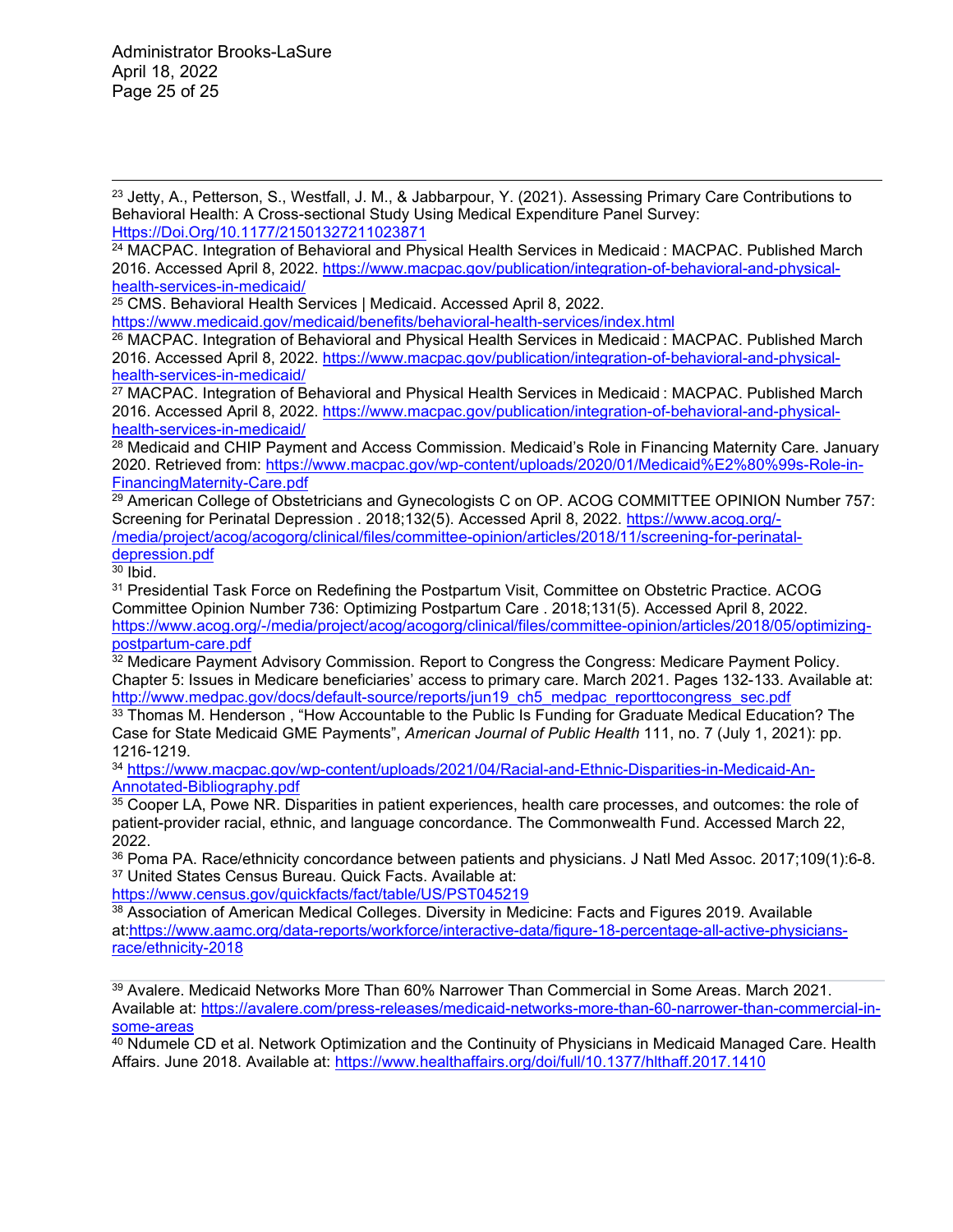[23] Jetty, A., Petterson, S., Westfall, J. M., & Jabbarpour, Y. (2021). Assessing Primary Care Contributions to Behavioral Health: A Cross-sectional Study Using Medical Expenditure Panel Survey: Https://Doi.Org/10.1177/21501327211023871

[24] MACPAC. Integration of Behavioral and Physical Health Services in Medicaid : MACPAC. Published March 2016. Accessed April 8, 2022. https://www.macpac.gov/publication/integration-of-behavioral-and-physical-health-services-in-medicaid/

[25] CMS. Behavioral Health Services | Medicaid. Accessed April 8, 2022. https://www.medicaid.gov/medicaid/benefits/behavioral-health-services/index.html

[26] MACPAC. Integration of Behavioral and Physical Health Services in Medicaid : MACPAC. Published March 2016. Accessed April 8, 2022. https://www.macpac.gov/publication/integration-of-behavioral-and-physical-health-services-in-medicaid/

[27] MACPAC. Integration of Behavioral and Physical Health Services in Medicaid : MACPAC. Published March 2016. Accessed April 8, 2022. https://www.macpac.gov/publication/integration-of-behavioral-and-physical-health-services-in-medicaid/

[28] Medicaid and CHIP Payment and Access Commission. Medicaid's Role in Financing Maternity Care. January 2020. Retrieved from: https://www.macpac.gov/wp-content/uploads/2020/01/Medicaid%E2%80%99s-Role-in-FinancingMaternity-Care.pdf

[29] American College of Obstetricians and Gynecologists C on OP. ACOG COMMITTEE OPINION Number 757: Screening for Perinatal Depression . 2018;132(5). Accessed April 8, 2022. https://www.acog.org/-/media/project/acog/acogorg/clinical/files/committee-opinion/articles/2018/11/screening-for-perinatal-depression.pdf

[30] Ibid.

[31] Presidential Task Force on Redefining the Postpartum Visit, Committee on Obstetric Practice. ACOG Committee Opinion Number 736: Optimizing Postpartum Care . 2018;131(5). Accessed April 8, 2022. https://www.acog.org/-/media/project/acog/acogorg/clinical/files/committee-opinion/articles/2018/05/optimizing-postpartum-care.pdf

[32] Medicare Payment Advisory Commission. Report to Congress the Congress: Medicare Payment Policy. Chapter 5: Issues in Medicare beneficiaries' access to primary care. March 2021. Pages 132-133. Available at: http://www.medpac.gov/docs/default-source/reports/jun19_ch5_medpac_reporttocongress_sec.pdf

[33] Thomas M. Henderson , "How Accountable to the Public Is Funding for Graduate Medical Education? The Case for State Medicaid GME Payments", *American Journal of Public Health* 111, no. 7 (July 1, 2021): pp. 1216-1219.

[34] https://www.macpac.gov/wp-content/uploads/2021/04/Racial-and-Ethnic-Disparities-in-Medicaid-An-Annotated-Bibliography.pdf

[35] Cooper LA, Powe NR. Disparities in patient experiences, health care processes, and outcomes: the role of patient-provider racial, ethnic, and language concordance. The Commonwealth Fund. Accessed March 22, 2022.

[36] Poma PA. Race/ethnicity concordance between patients and physicians. J Natl Med Assoc. 2017;109(1):6-8.

[37] United States Census Bureau. Quick Facts. Available at: https://www.census.gov/quickfacts/fact/table/US/PST045219

[38] Association of American Medical Colleges. Diversity in Medicine: Facts and Figures 2019. Available at:https://www.aamc.org/data-reports/workforce/interactive-data/figure-18-percentage-all-active-physicians-race/ethnicity-2018

[39] Avalere. Medicaid Networks More Than 60% Narrower Than Commercial in Some Areas. March 2021. Available at: https://avalere.com/press-releases/medicaid-networks-more-than-60-narrower-than-commercial-in-some-areas

[40] Ndumele CD et al. Network Optimization and the Continuity of Physicians in Medicaid Managed Care. Health Affairs. June 2018. Available at: https://www.healthaffairs.org/doi/full/10.1377/hlthaff.2017.1410